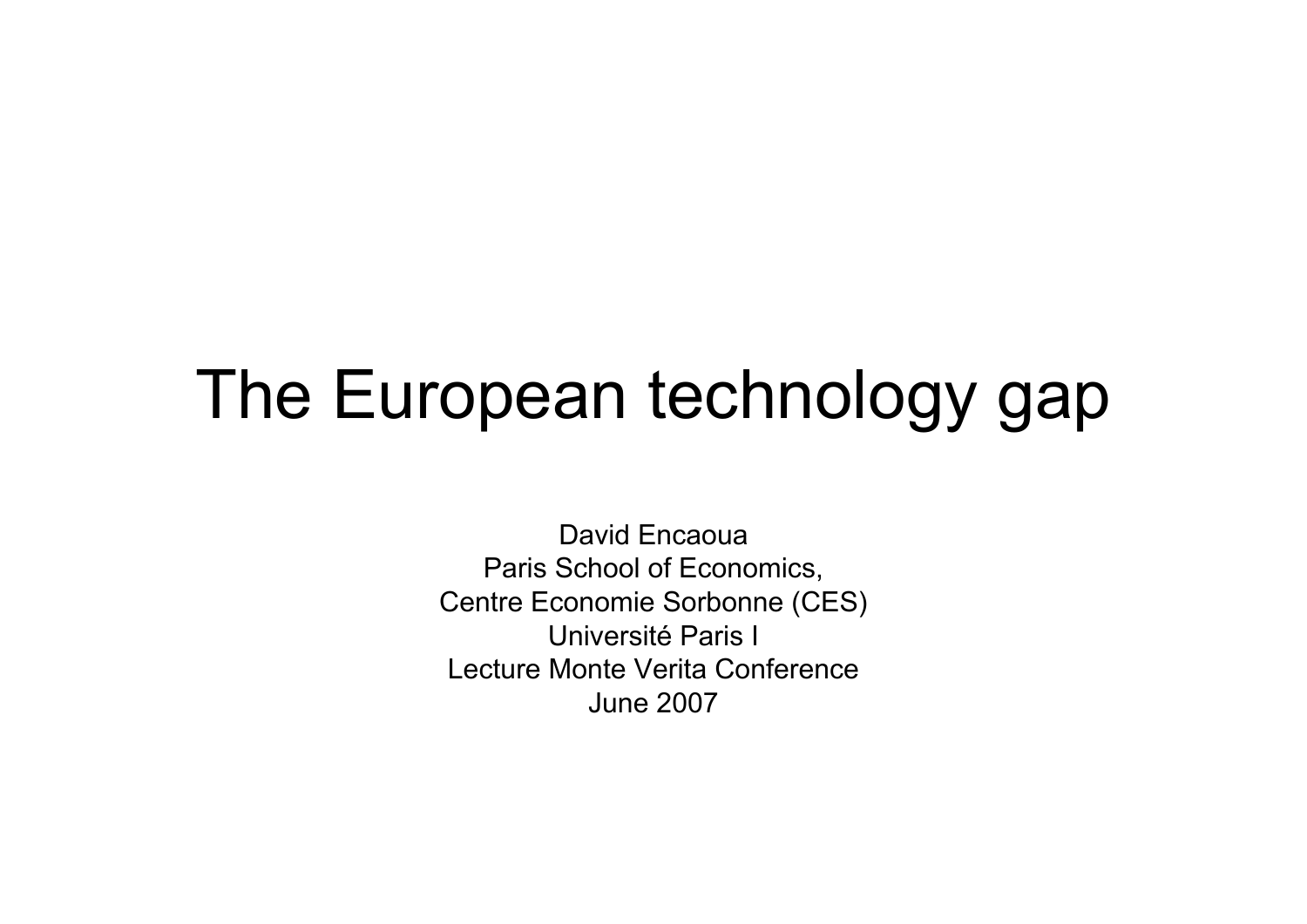# The European technology gap

David Encaoua
Paris School of Economics,
Centre Economie Sorbonne (CES)
Université Paris I
Lecture Monte Verita Conference
June 2007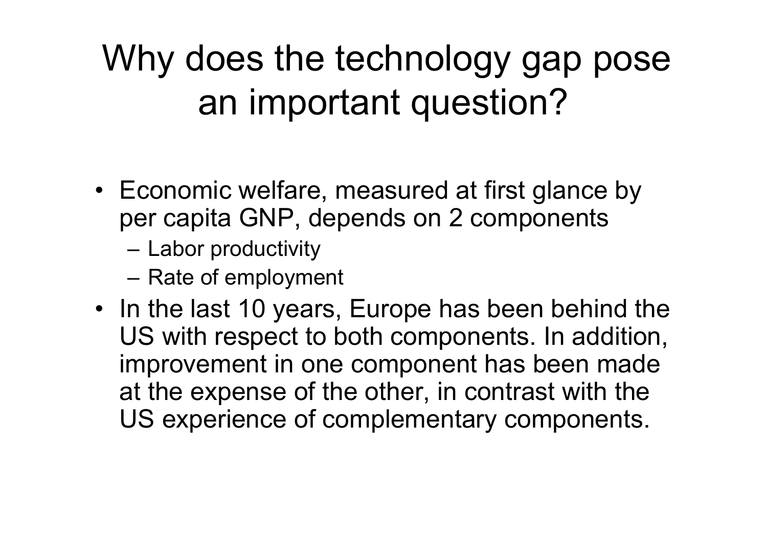# Why does the technology gap pose an important question?

- Economic welfare, measured at first glance by per capita GNP, depends on 2 components
  - Labor productivity
  - Rate of employment
- In the last 10 years, Europe has been behind the US with respect to both components. In addition, improvement in one component has been made at the expense of the other, in contrast with the US experience of complementary components.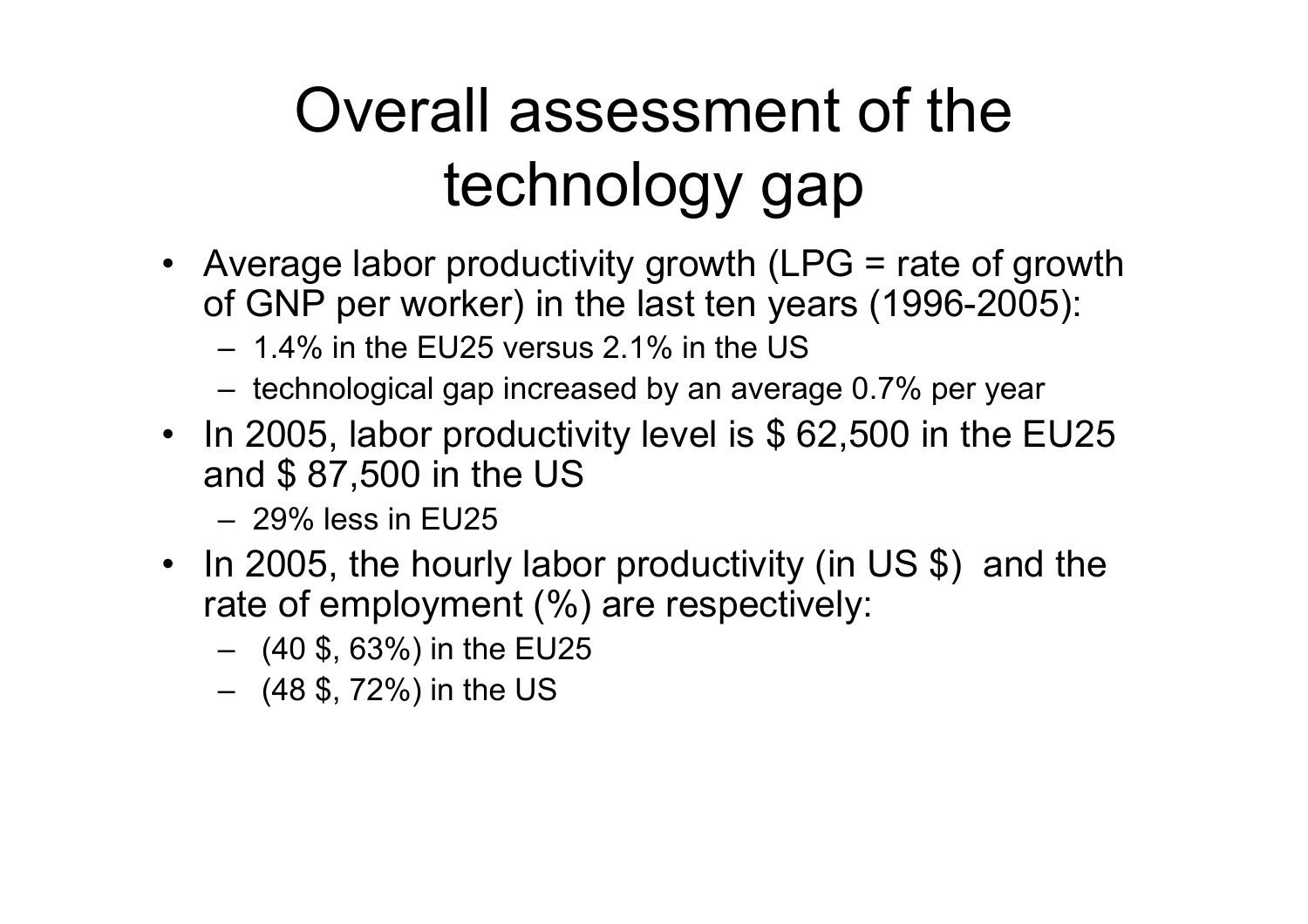# Overall assessment of the technology gap

- Average labor productivity growth (LPG = rate of growth of GNP per worker) in the last ten years (1996-2005):
  - 1.4% in the EU25 versus 2.1% in the US
  - technological gap increased by an average 0.7% per year
- In 2005, labor productivity level is $ 62,500 in the EU25 and $ 87,500 in the US
  - 29% less in EU25
- In 2005, the hourly labor productivity (in US $) and the rate of employment (%) are respectively:
  - (40 $, 63%) in the EU25
  - (48 $, 72%) in the US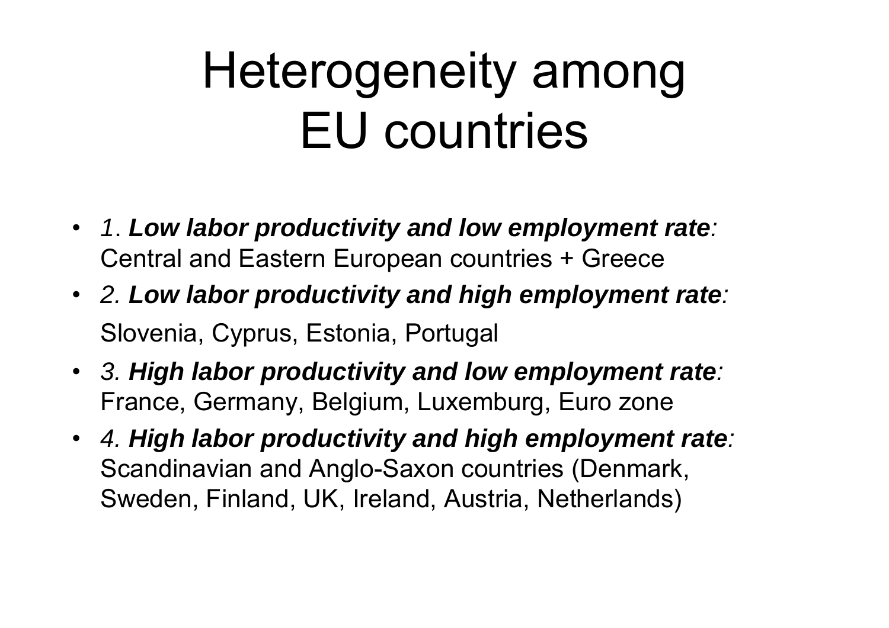# Heterogeneity among EU countries

- *1*. ***Low labor productivity and low employment rate****:* Central and Eastern European countries + Greece
- *2.* ***Low labor productivity and high employment rate****:* Slovenia, Cyprus, Estonia, Portugal
- *3.* ***High labor productivity and low employment rate****:* France, Germany, Belgium, Luxemburg, Euro zone
- *4.* ***High labor productivity and high employment rate****:* Scandinavian and Anglo-Saxon countries (Denmark, Sweden, Finland, UK, Ireland, Austria, Netherlands)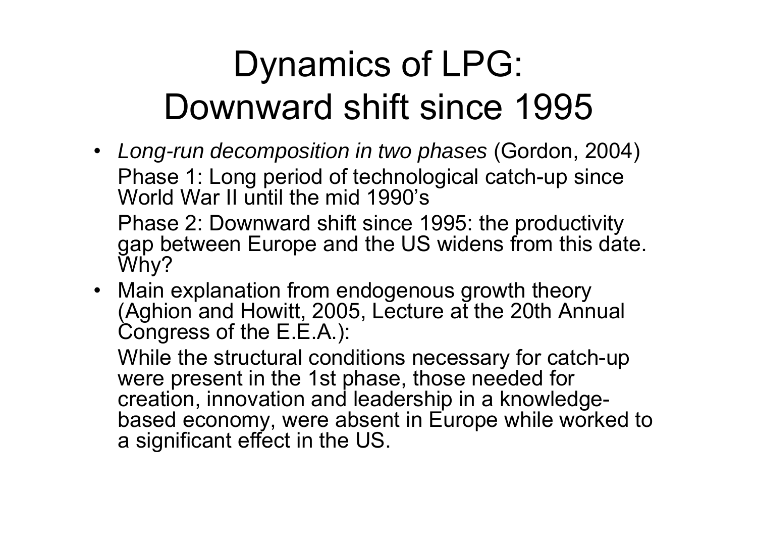# Dynamics of LPG: Downward shift since 1995

- *Long-run decomposition in two phases* (Gordon, 2004)

  Phase 1: Long period of technological catch-up since World War II until the mid 1990's

  Phase 2: Downward shift since 1995: the productivity gap between Europe and the US widens from this date. Why?

- Main explanation from endogenous growth theory (Aghion and Howitt, 2005, Lecture at the 20th Annual Congress of the E.E.A.):

  While the structural conditions necessary for catch-up were present in the 1st phase, those needed for creation, innovation and leadership in a knowledge-based economy, were absent in Europe while worked to a significant effect in the US.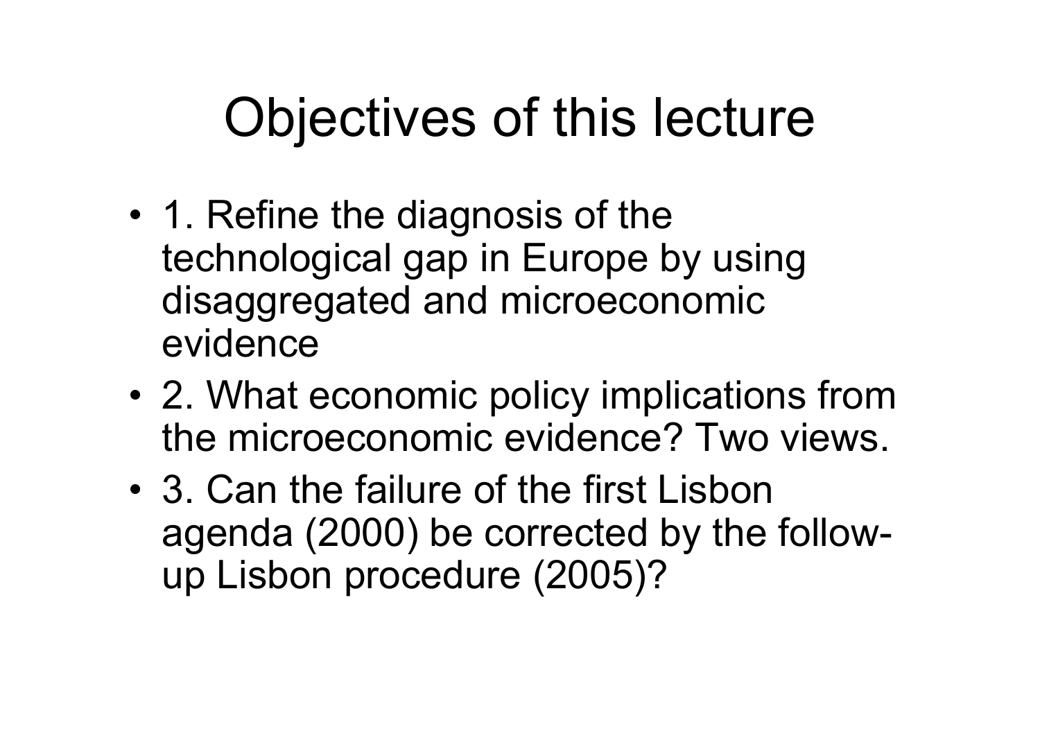# Objectives of this lecture

- 1. Refine the diagnosis of the technological gap in Europe by using disaggregated and microeconomic evidence
- 2. What economic policy implications from the microeconomic evidence? Two views.
- 3. Can the failure of the first Lisbon agenda (2000) be corrected by the follow-up Lisbon procedure (2005)?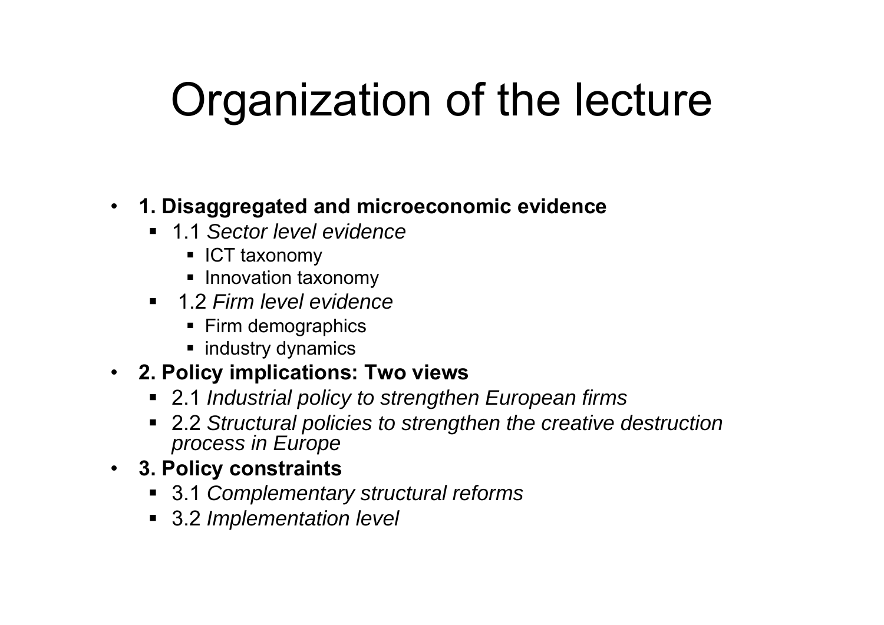# Organization of the lecture

- **1. Disaggregated and microeconomic evidence**
  - 1.1 *Sector level evidence*
    - ICT taxonomy
    - Innovation taxonomy
  - 1.2 *Firm level evidence*
    - Firm demographics
    - industry dynamics
- **2. Policy implications: Two views**
  - 2.1 *Industrial policy to strengthen European firms*
  - 2.2 *Structural policies to strengthen the creative destruction process in Europe*
- **3. Policy constraints**
  - 3.1 *Complementary structural reforms*
  - 3.2 *Implementation level*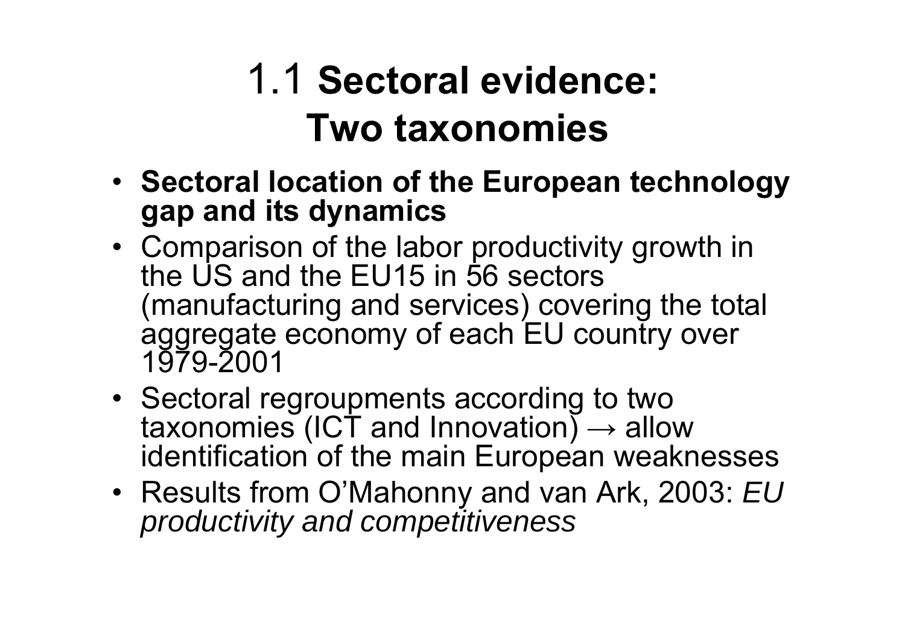# 1.1 **Sectoral evidence: Two taxonomies**

- **Sectoral location of the European technology gap and its dynamics**
- Comparison of the labor productivity growth in the US and the EU15 in 56 sectors (manufacturing and services) covering the total aggregate economy of each EU country over 1979-2001
- Sectoral regroupments according to two taxonomies (ICT and Innovation) → allow identification of the main European weaknesses
- Results from O'Mahonny and van Ark, 2003: *EU productivity and competitiveness*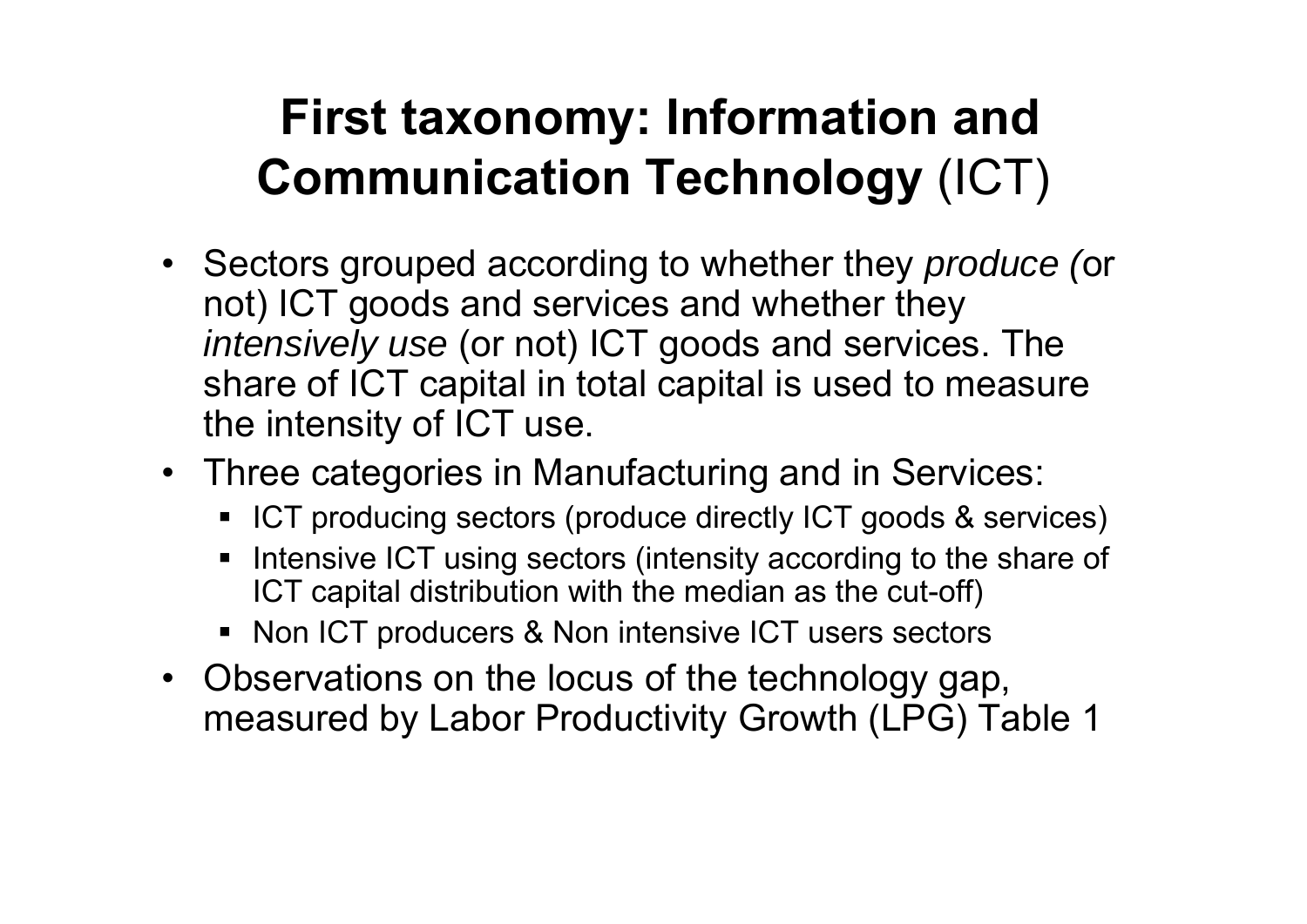# **First taxonomy: Information and Communication Technology** (ICT)

- Sectors grouped according to whether they *produce (*or not) ICT goods and services and whether they *intensively use* (or not) ICT goods and services. The share of ICT capital in total capital is used to measure the intensity of ICT use.
- Three categories in Manufacturing and in Services:
  - ICT producing sectors (produce directly ICT goods & services)
  - Intensive ICT using sectors (intensity according to the share of ICT capital distribution with the median as the cut-off)
  - Non ICT producers & Non intensive ICT users sectors
- Observations on the locus of the technology gap, measured by Labor Productivity Growth (LPG) Table 1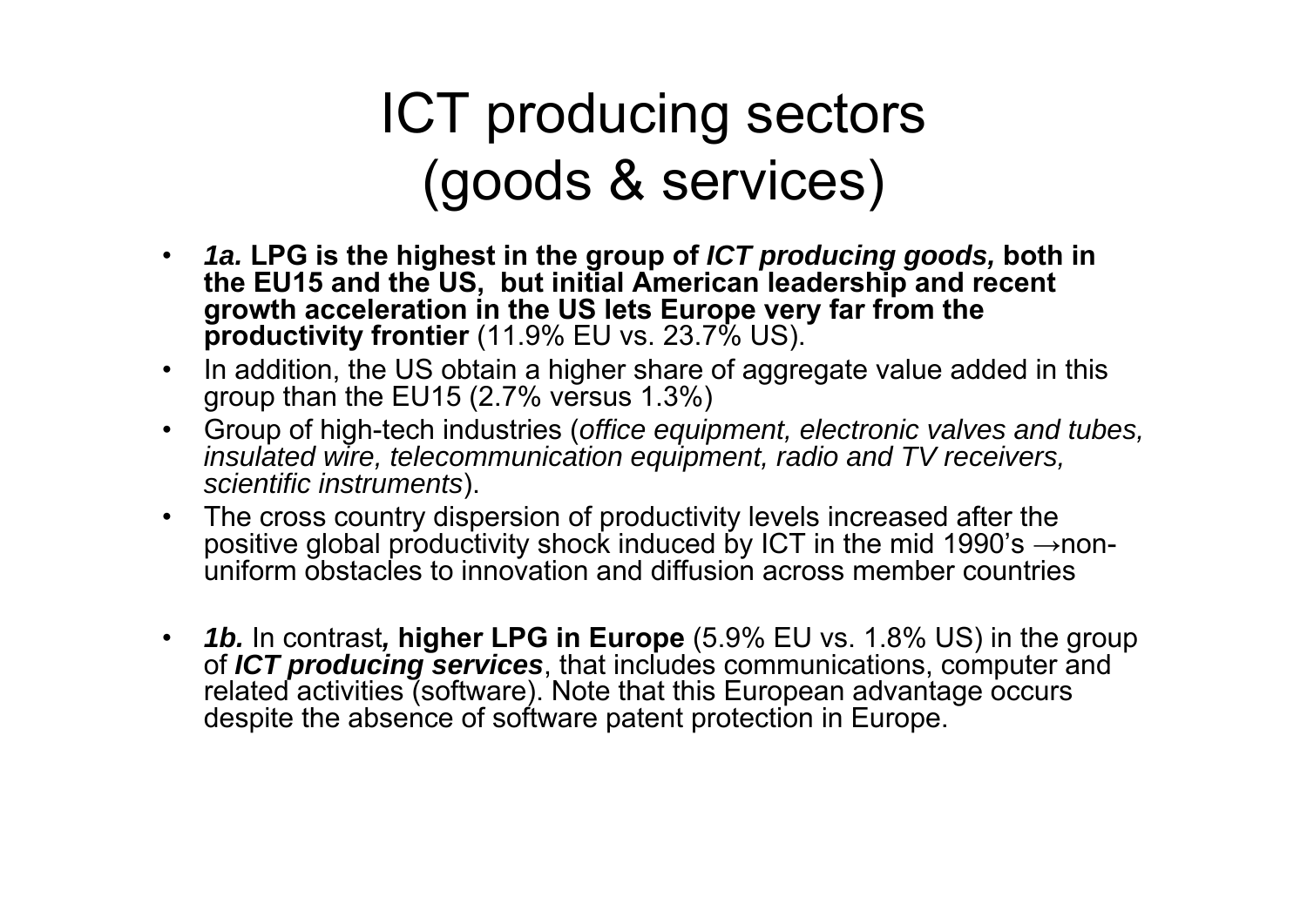# ICT producing sectors (goods & services)

- ***1a.* LPG is the highest in the group of *ICT producing goods,* both in the EU15 and the US, but initial American leadership and recent growth acceleration in the US lets Europe very far from the productivity frontier** (11.9% EU vs. 23.7% US).
- In addition, the US obtain a higher share of aggregate value added in this group than the EU15 (2.7% versus 1.3%)
- Group of high-tech industries (*office equipment, electronic valves and tubes, insulated wire, telecommunication equipment, radio and TV receivers, scientific instruments*).
- The cross country dispersion of productivity levels increased after the positive global productivity shock induced by ICT in the mid 1990's →non-uniform obstacles to innovation and diffusion across member countries

- ***1b.*** In contrast***,* higher LPG in Europe** (5.9% EU vs. 1.8% US) in the group of ***ICT producing services***, that includes communications, computer and related activities (software). Note that this European advantage occurs despite the absence of software patent protection in Europe.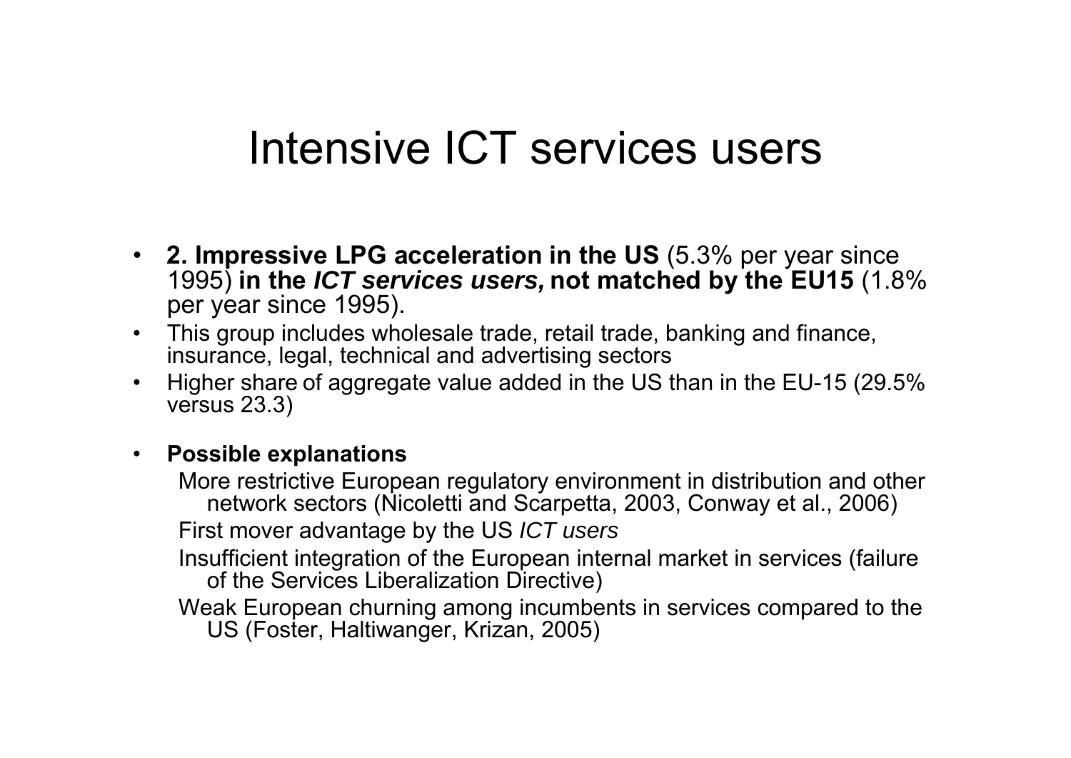# Intensive ICT services users

- **2. Impressive LPG acceleration in the US** (5.3% per year since 1995) **in the *ICT services users,* not matched by the EU15** (1.8% per year since 1995).
- This group includes wholesale trade, retail trade, banking and finance, insurance, legal, technical and advertising sectors
- Higher share of aggregate value added in the US than in the EU-15 (29.5% versus 23.3)

- **Possible explanations**

  More restrictive European regulatory environment in distribution and other network sectors (Nicoletti and Scarpetta, 2003, Conway et al., 2006)

  First mover advantage by the US *ICT users*

  Insufficient integration of the European internal market in services (failure of the Services Liberalization Directive)

  Weak European churning among incumbents in services compared to the US (Foster, Haltiwanger, Krizan, 2005)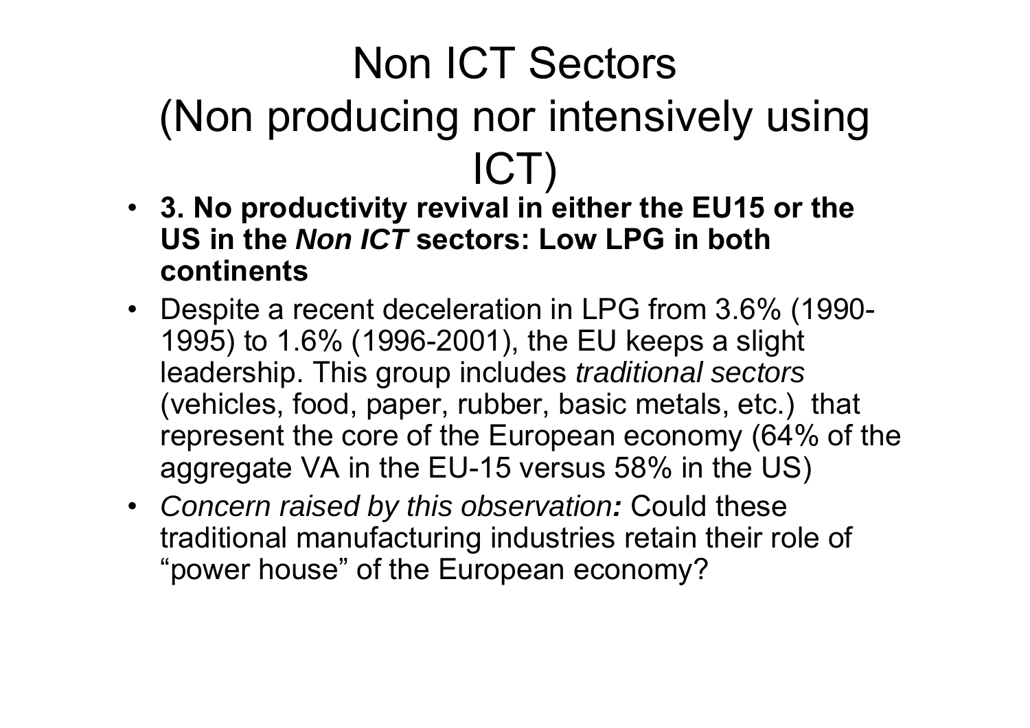# Non ICT Sectors (Non producing nor intensively using ICT)

- **3. No productivity revival in either the EU15 or the US in the *Non ICT* sectors: Low LPG in both continents**
- Despite a recent deceleration in LPG from 3.6% (1990-1995) to 1.6% (1996-2001), the EU keeps a slight leadership. This group includes *traditional sectors* (vehicles, food, paper, rubber, basic metals, etc.) that represent the core of the European economy (64% of the aggregate VA in the EU-15 versus 58% in the US)
- *Concern raised by this observation**:*** Could these traditional manufacturing industries retain their role of "power house" of the European economy?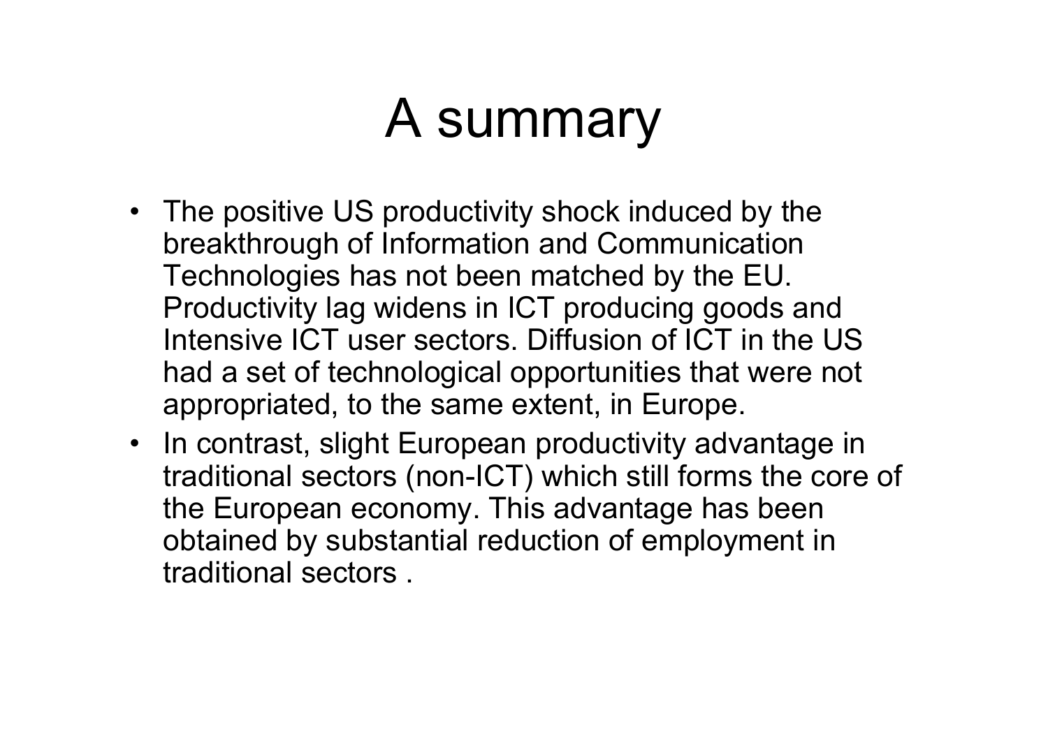# A summary

- The positive US productivity shock induced by the breakthrough of Information and Communication Technologies has not been matched by the EU. Productivity lag widens in ICT producing goods and Intensive ICT user sectors. Diffusion of ICT in the US had a set of technological opportunities that were not appropriated, to the same extent, in Europe.
- In contrast, slight European productivity advantage in traditional sectors (non-ICT) which still forms the core of the European economy. This advantage has been obtained by substantial reduction of employment in traditional sectors .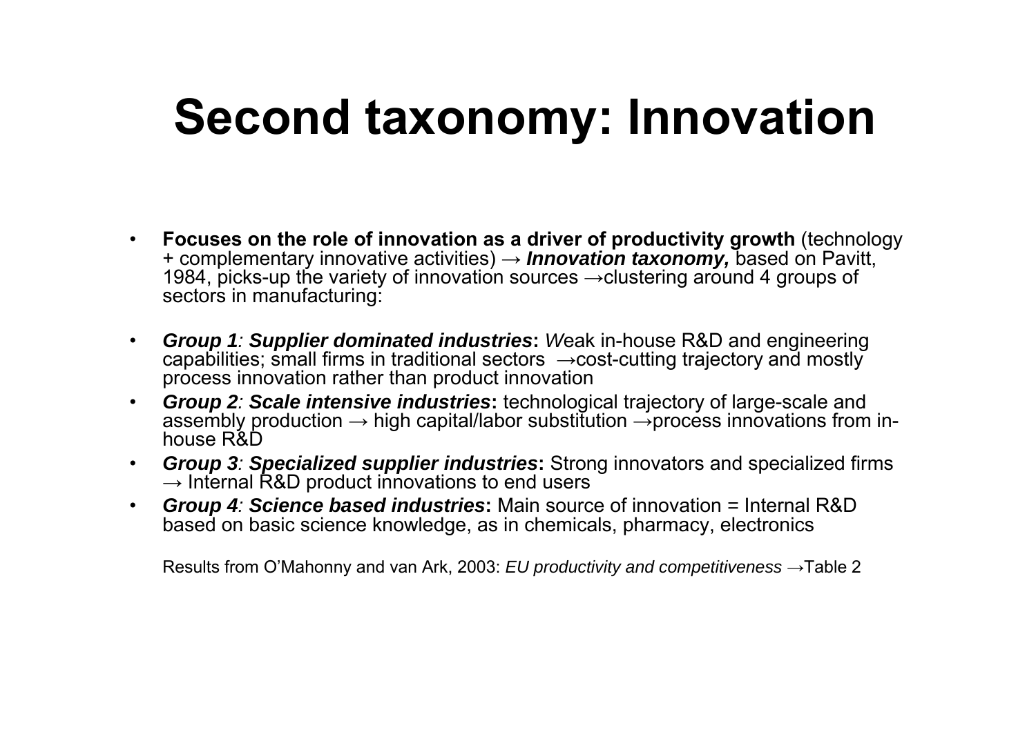# Second taxonomy: Innovation

- **Focuses on the role of innovation as a driver of productivity growth** (technology + complementary innovative activities) → ***Innovation taxonomy,*** based on Pavitt, 1984, picks-up the variety of innovation sources →clustering around 4 groups of sectors in manufacturing:

- ***Group 1: Supplier dominated industries*****:** *W*eak in-house R&D and engineering capabilities; small firms in traditional sectors →cost-cutting trajectory and mostly process innovation rather than product innovation
- ***Group 2: Scale intensive industries*****:** technological trajectory of large-scale and assembly production → high capital/labor substitution →process innovations from in-house R&D
- ***Group 3: Specialized supplier industries*****:** Strong innovators and specialized firms → Internal R&D product innovations to end users
- ***Group 4: Science based industries*****:** Main source of innovation = Internal R&D based on basic science knowledge, as in chemicals, pharmacy, electronics

Results from O'Mahonny and van Ark, 2003: *EU productivity and competitiveness* →Table 2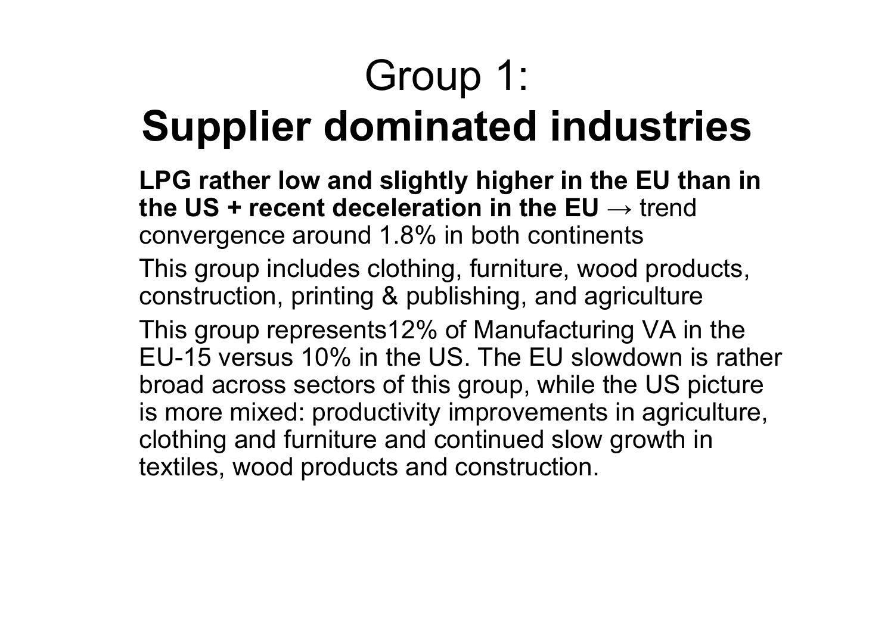# Group 1:
# **Supplier dominated industries**

**LPG rather low and slightly higher in the EU than in the US + recent deceleration in the EU** → trend convergence around 1.8% in both continents

This group includes clothing, furniture, wood products, construction, printing & publishing, and agriculture

This group represents12% of Manufacturing VA in the EU-15 versus 10% in the US. The EU slowdown is rather broad across sectors of this group, while the US picture is more mixed: productivity improvements in agriculture, clothing and furniture and continued slow growth in textiles, wood products and construction.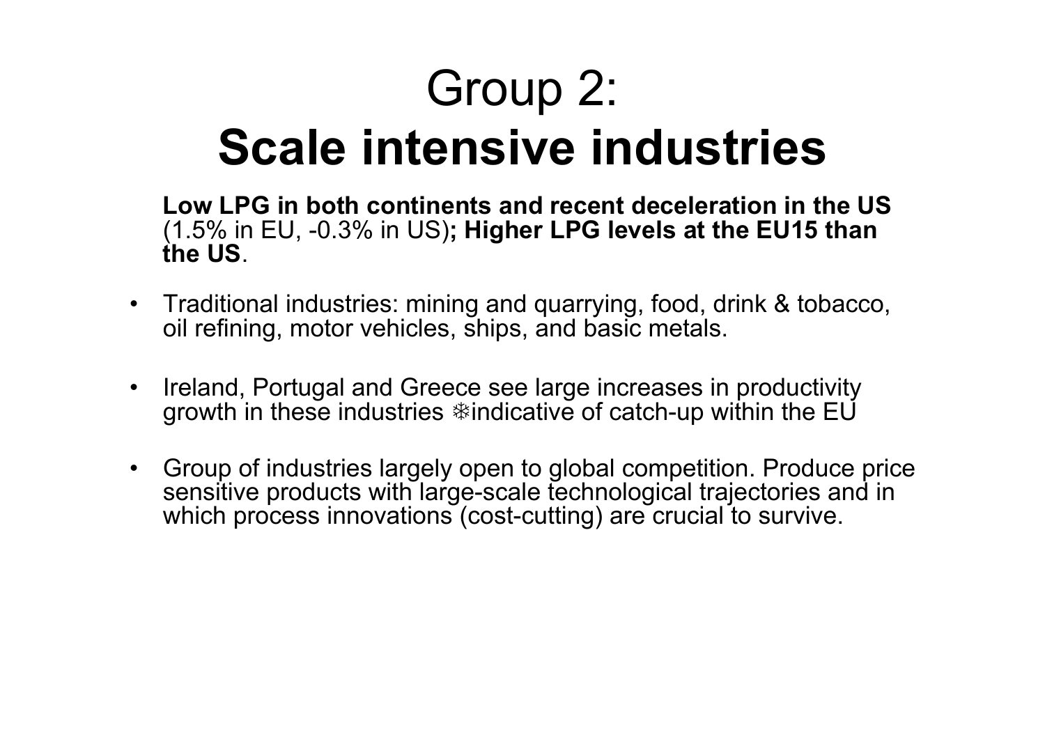# Group 2:
# **Scale intensive industries**

**Low LPG in both continents and recent deceleration in the US** (1.5% in EU, -0.3% in US)**; Higher LPG levels at the EU15 than the US**.

- Traditional industries: mining and quarrying, food, drink & tobacco, oil refining, motor vehicles, ships, and basic metals.
- Ireland, Portugal and Greece see large increases in productivity growth in these industries ❄indicative of catch-up within the EU
- Group of industries largely open to global competition. Produce price sensitive products with large-scale technological trajectories and in which process innovations (cost-cutting) are crucial to survive.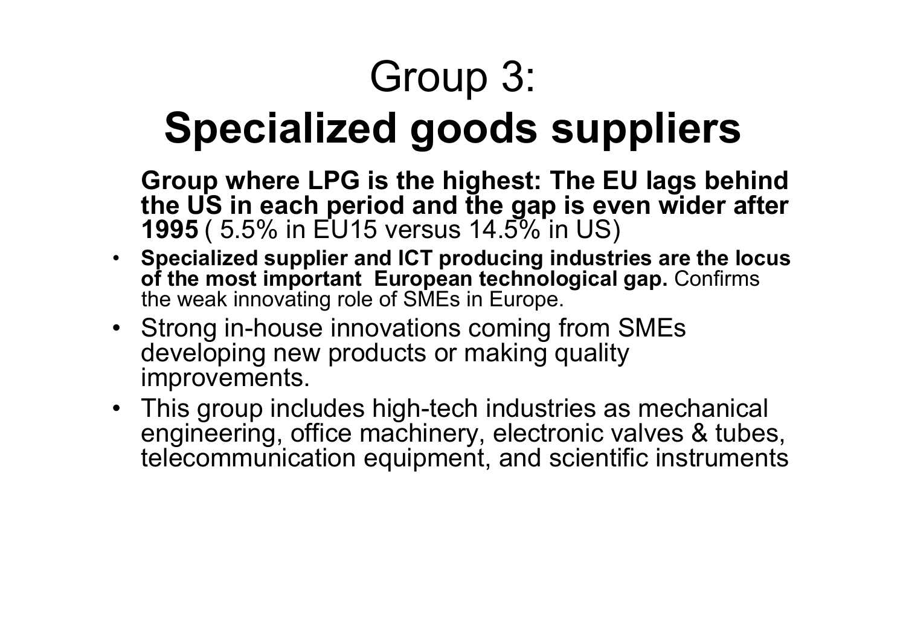# Group 3:

# **Specialized goods suppliers**

**Group where LPG is the highest: The EU lags behind the US in each period and the gap is even wider after 1995** ( 5.5% in EU15 versus 14.5% in US)

- **Specialized supplier and ICT producing industries are the locus of the most important European technological gap.** Confirms the weak innovating role of SMEs in Europe.
- Strong in-house innovations coming from SMEs developing new products or making quality improvements.
- This group includes high-tech industries as mechanical engineering, office machinery, electronic valves & tubes, telecommunication equipment, and scientific instruments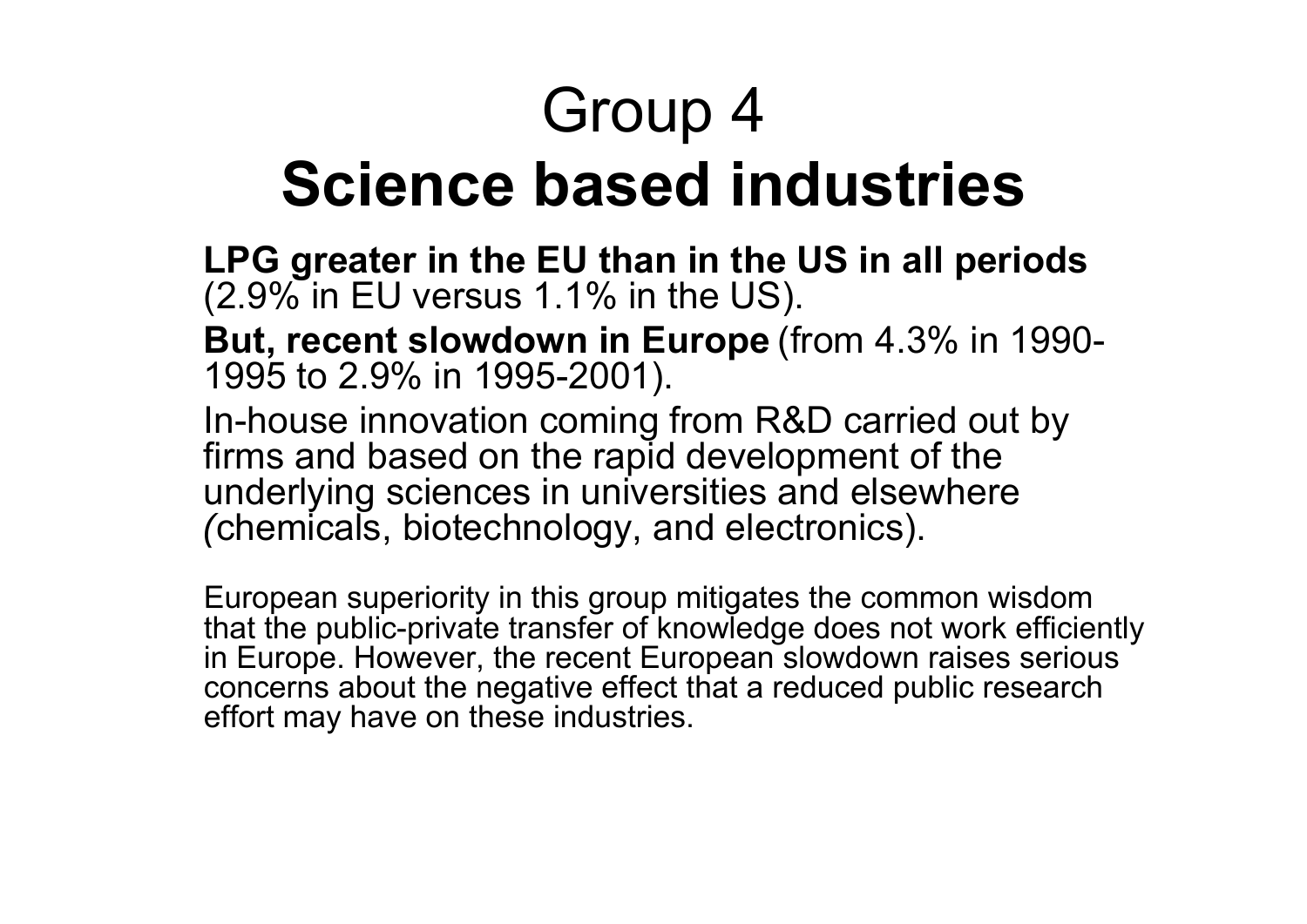# Group 4
# **Science based industries**

**LPG greater in the EU than in the US in all periods** (2.9% in EU versus 1.1% in the US).

**But, recent slowdown in Europe** (from 4.3% in 1990-1995 to 2.9% in 1995-2001).

In-house innovation coming from R&D carried out by firms and based on the rapid development of the underlying sciences in universities and elsewhere (chemicals, biotechnology, and electronics).

European superiority in this group mitigates the common wisdom that the public-private transfer of knowledge does not work efficiently in Europe. However, the recent European slowdown raises serious concerns about the negative effect that a reduced public research effort may have on these industries.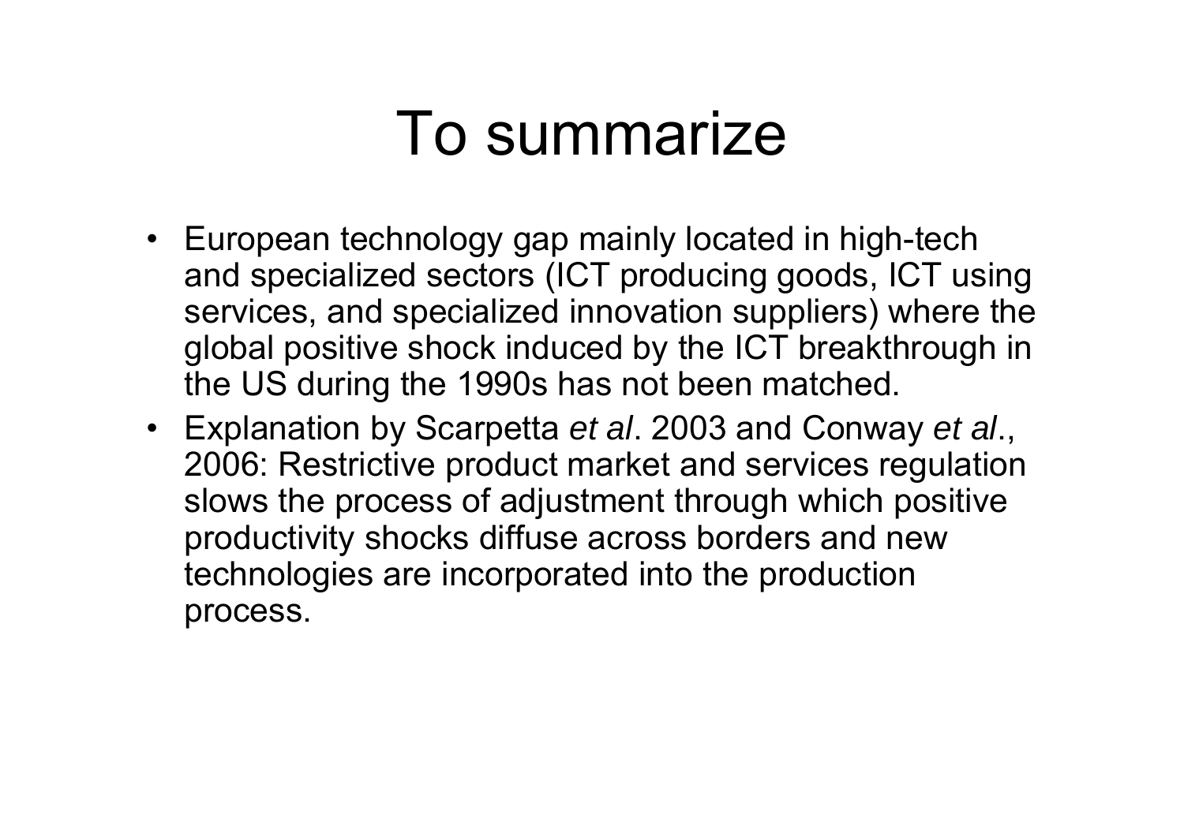# To summarize

- European technology gap mainly located in high-tech and specialized sectors (ICT producing goods, ICT using services, and specialized innovation suppliers) where the global positive shock induced by the ICT breakthrough in the US during the 1990s has not been matched.
- Explanation by Scarpetta *et al*. 2003 and Conway *et al*., 2006: Restrictive product market and services regulation slows the process of adjustment through which positive productivity shocks diffuse across borders and new technologies are incorporated into the production process.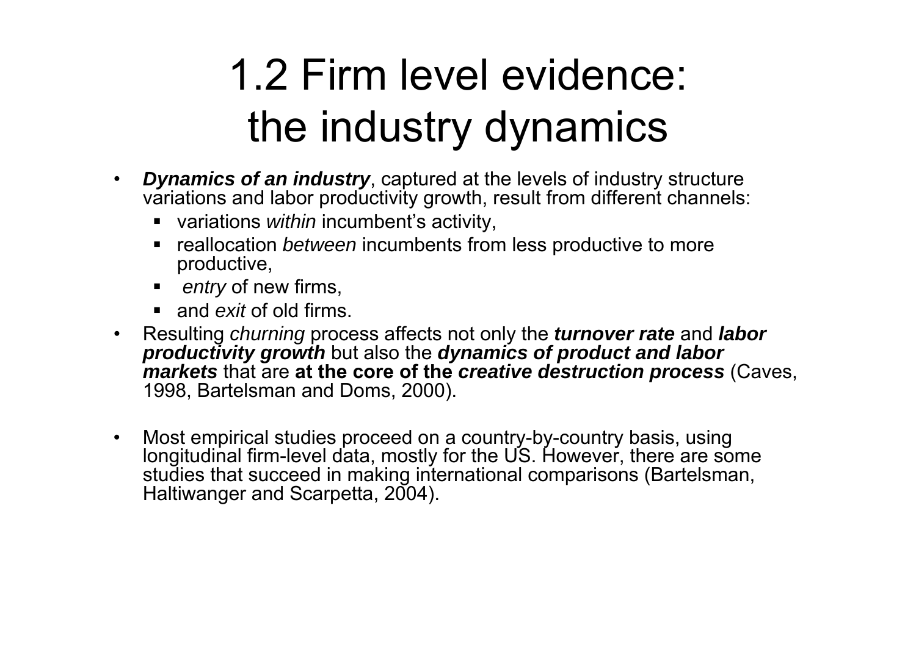# 1.2 Firm level evidence: the industry dynamics

- ***Dynamics of an industry***, captured at the levels of industry structure variations and labor productivity growth, result from different channels:
  - variations *within* incumbent's activity,
  - reallocation *between* incumbents from less productive to more productive,
  - *entry* of new firms,
  - and *exit* of old firms.
- Resulting *churning* process affects not only the ***turnover rate*** and ***labor productivity growth*** but also the ***dynamics of product and labor markets*** that are **at the core of the *creative destruction process*** (Caves, 1998, Bartelsman and Doms, 2000).

- Most empirical studies proceed on a country-by-country basis, using longitudinal firm-level data, mostly for the US. However, there are some studies that succeed in making international comparisons (Bartelsman, Haltiwanger and Scarpetta, 2004).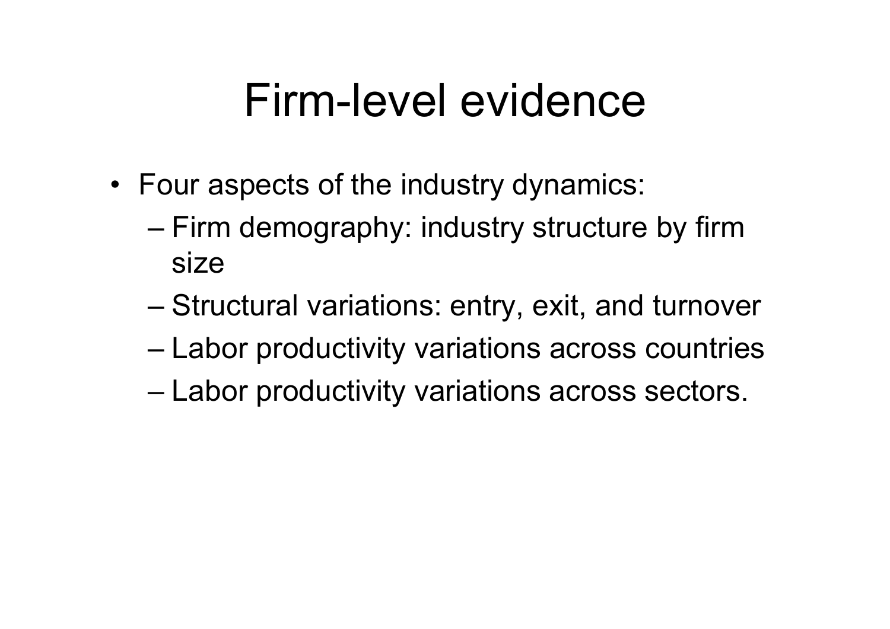# Firm-level evidence

- Four aspects of the industry dynamics:
  - Firm demography: industry structure by firm size
  - Structural variations: entry, exit, and turnover
  - Labor productivity variations across countries
  - Labor productivity variations across sectors.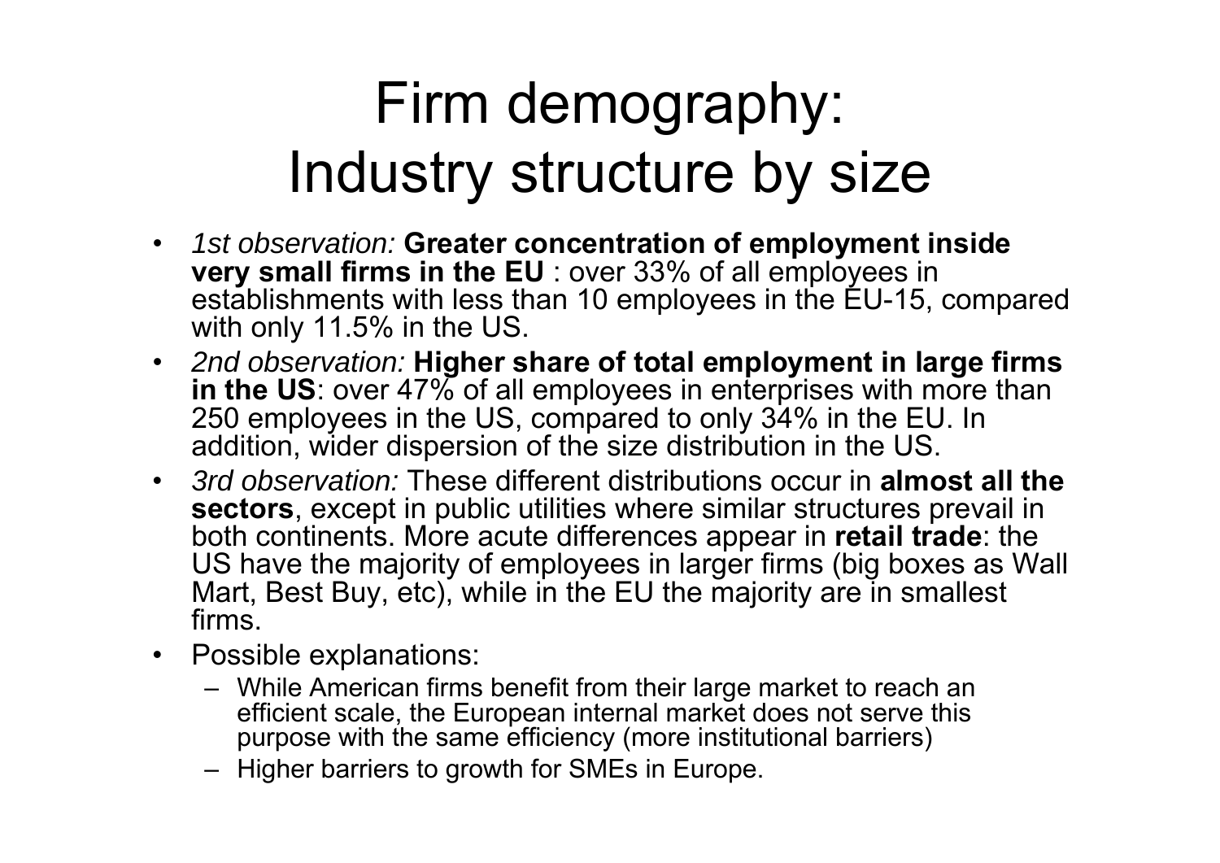# Firm demography: Industry structure by size

- *1st observation:* **Greater concentration of employment inside very small firms in the EU** : over 33% of all employees in establishments with less than 10 employees in the EU-15, compared with only 11.5% in the US.
- *2nd observation:* **Higher share of total employment in large firms in the US**: over 47% of all employees in enterprises with more than 250 employees in the US, compared to only 34% in the EU. In addition, wider dispersion of the size distribution in the US.
- *3rd observation:* These different distributions occur in **almost all the sectors**, except in public utilities where similar structures prevail in both continents. More acute differences appear in **retail trade**: the US have the majority of employees in larger firms (big boxes as Wall Mart, Best Buy, etc), while in the EU the majority are in smallest firms.
- Possible explanations:
  - While American firms benefit from their large market to reach an efficient scale, the European internal market does not serve this purpose with the same efficiency (more institutional barriers)
  - Higher barriers to growth for SMEs in Europe.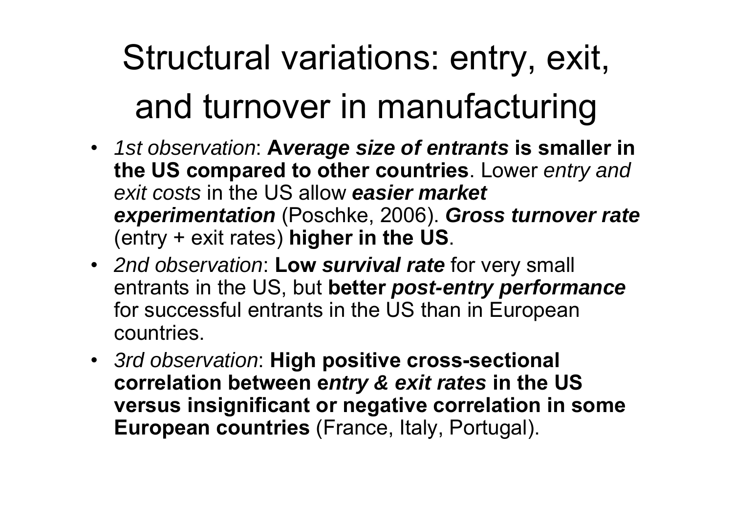# Structural variations: entry, exit, and turnover in manufacturing

- *1st observation*: **A*verage size of entrants* is smaller in the US compared to other countries**. Lower *entry and exit costs* in the US allow ***easier market experimentation*** (Poschke, 2006). ***Gross turnover rate*** (entry + exit rates) **higher in the US**.
- *2nd observation*: **Low *survival rate*** for very small entrants in the US, but **better *post-entry performance*** for successful entrants in the US than in European countries.
- *3rd observation*: **High positive cross-sectional correlation between e*ntry & exit rates* in the US versus insignificant or negative correlation in some European countries** (France, Italy, Portugal).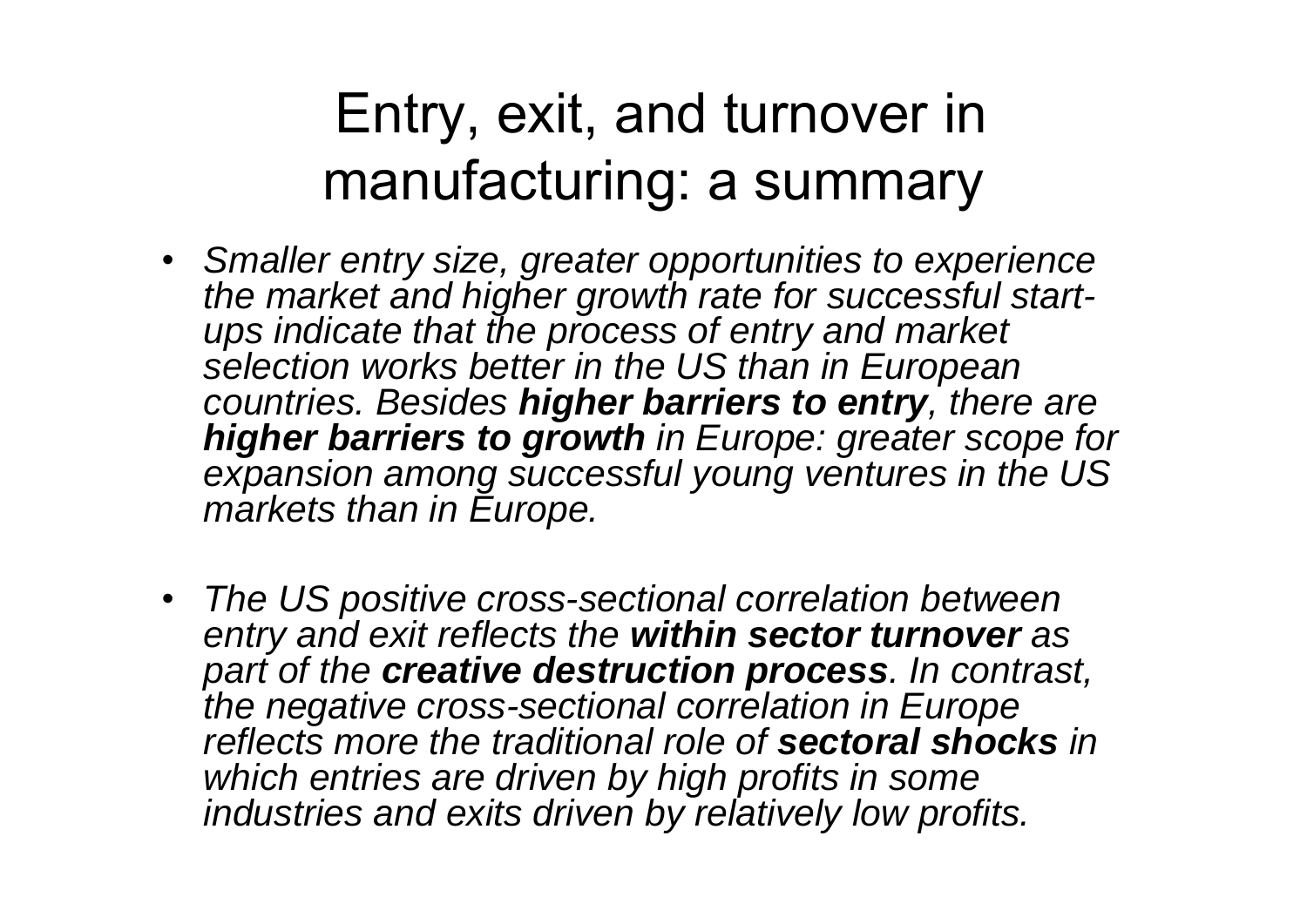# Entry, exit, and turnover in manufacturing: a summary

- *Smaller entry size, greater opportunities to experience the market and higher growth rate for successful start-ups indicate that the process of entry and market selection works better in the US than in European countries. Besides **higher barriers to entry**, there are **higher barriers to growth** in Europe: greater scope for expansion among successful young ventures in the US markets than in Europe.*

- *The US positive cross-sectional correlation between entry and exit reflects the **within sector turnover** as part of the **creative destruction process**. In contrast, the negative cross-sectional correlation in Europe reflects more the traditional role of **sectoral shocks** in which entries are driven by high profits in some industries and exits driven by relatively low profits.*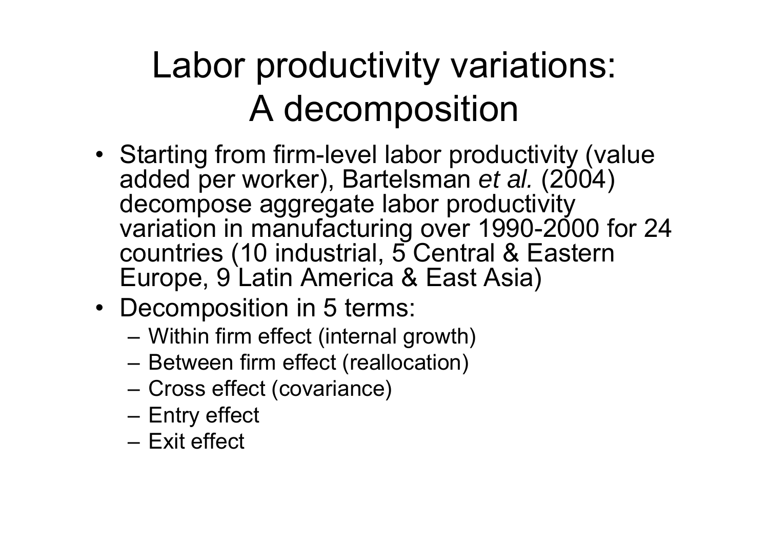# Labor productivity variations: A decomposition

- Starting from firm-level labor productivity (value added per worker), Bartelsman *et al.* (2004) decompose aggregate labor productivity variation in manufacturing over 1990-2000 for 24 countries (10 industrial, 5 Central & Eastern Europe, 9 Latin America & East Asia)
- Decomposition in 5 terms:
  - Within firm effect (internal growth)
  - Between firm effect (reallocation)
  - Cross effect (covariance)
  - Entry effect
  - Exit effect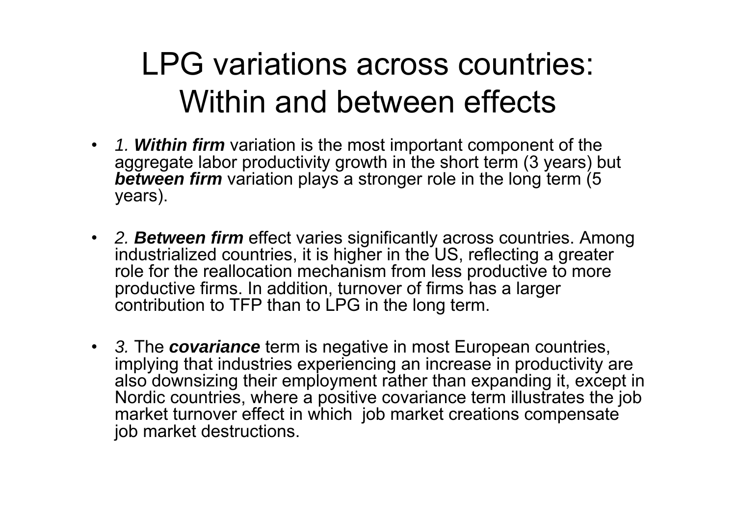# LPG variations across countries: Within and between effects

- *1.* ***Within firm*** variation is the most important component of the aggregate labor productivity growth in the short term (3 years) but ***between firm*** variation plays a stronger role in the long term (5 years).
- *2.* ***Between firm*** effect varies significantly across countries. Among industrialized countries, it is higher in the US, reflecting a greater role for the reallocation mechanism from less productive to more productive firms. In addition, turnover of firms has a larger contribution to TFP than to LPG in the long term.
- *3.* The ***covariance*** term is negative in most European countries, implying that industries experiencing an increase in productivity are also downsizing their employment rather than expanding it, except in Nordic countries, where a positive covariance term illustrates the job market turnover effect in which job market creations compensate job market destructions.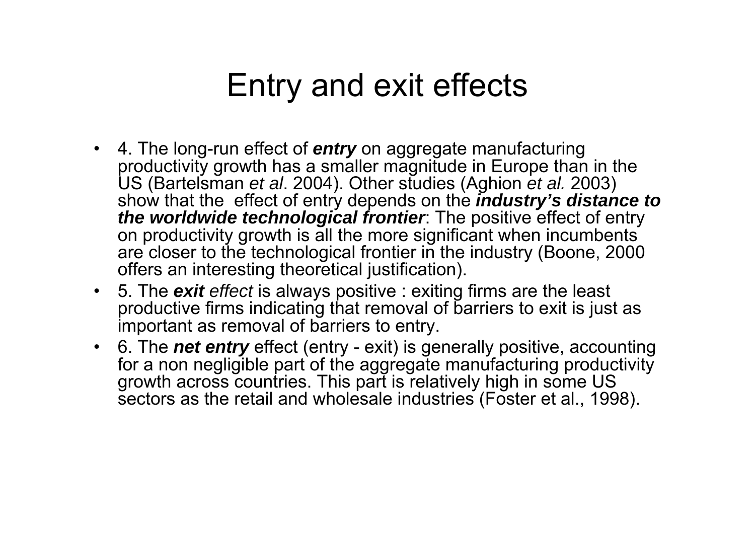# Entry and exit effects

- 4. The long-run effect of ***entry*** on aggregate manufacturing productivity growth has a smaller magnitude in Europe than in the US (Bartelsman *et al*. 2004). Other studies (Aghion *et al.* 2003) show that the effect of entry depends on the ***industry's distance to the worldwide technological frontier***: The positive effect of entry on productivity growth is all the more significant when incumbents are closer to the technological frontier in the industry (Boone, 2000 offers an interesting theoretical justification).
- 5. The ***exit*** *effect* is always positive : exiting firms are the least productive firms indicating that removal of barriers to exit is just as important as removal of barriers to entry.
- 6. The ***net entry*** effect (entry - exit) is generally positive, accounting for a non negligible part of the aggregate manufacturing productivity growth across countries. This part is relatively high in some US sectors as the retail and wholesale industries (Foster et al., 1998).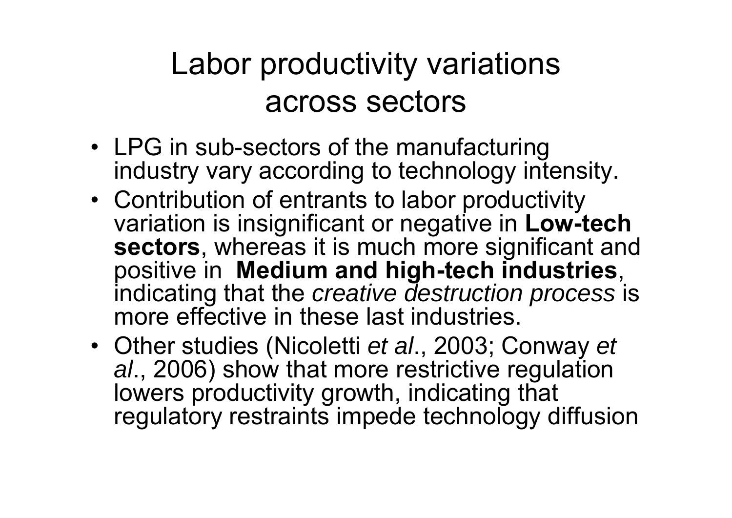# Labor productivity variations across sectors

- LPG in sub-sectors of the manufacturing industry vary according to technology intensity.
- Contribution of entrants to labor productivity variation is insignificant or negative in **Low-tech sectors**, whereas it is much more significant and positive in **Medium and high-tech industries**, indicating that the *creative destruction process* is more effective in these last industries.
- Other studies (Nicoletti *et al*., 2003; Conway *et al*., 2006) show that more restrictive regulation lowers productivity growth, indicating that regulatory restraints impede technology diffusion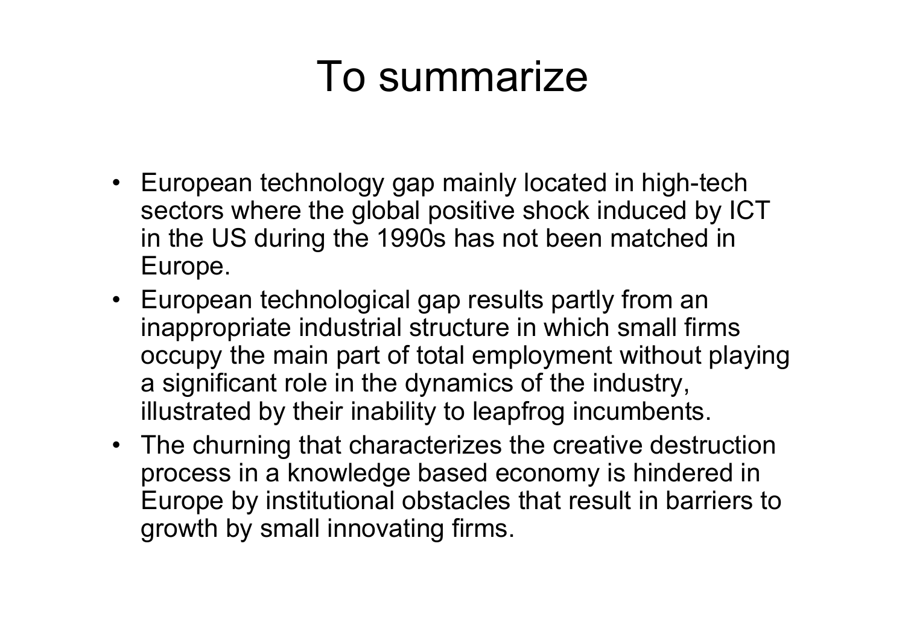# To summarize

- European technology gap mainly located in high-tech sectors where the global positive shock induced by ICT in the US during the 1990s has not been matched in Europe.
- European technological gap results partly from an inappropriate industrial structure in which small firms occupy the main part of total employment without playing a significant role in the dynamics of the industry, illustrated by their inability to leapfrog incumbents.
- The churning that characterizes the creative destruction process in a knowledge based economy is hindered in Europe by institutional obstacles that result in barriers to growth by small innovating firms.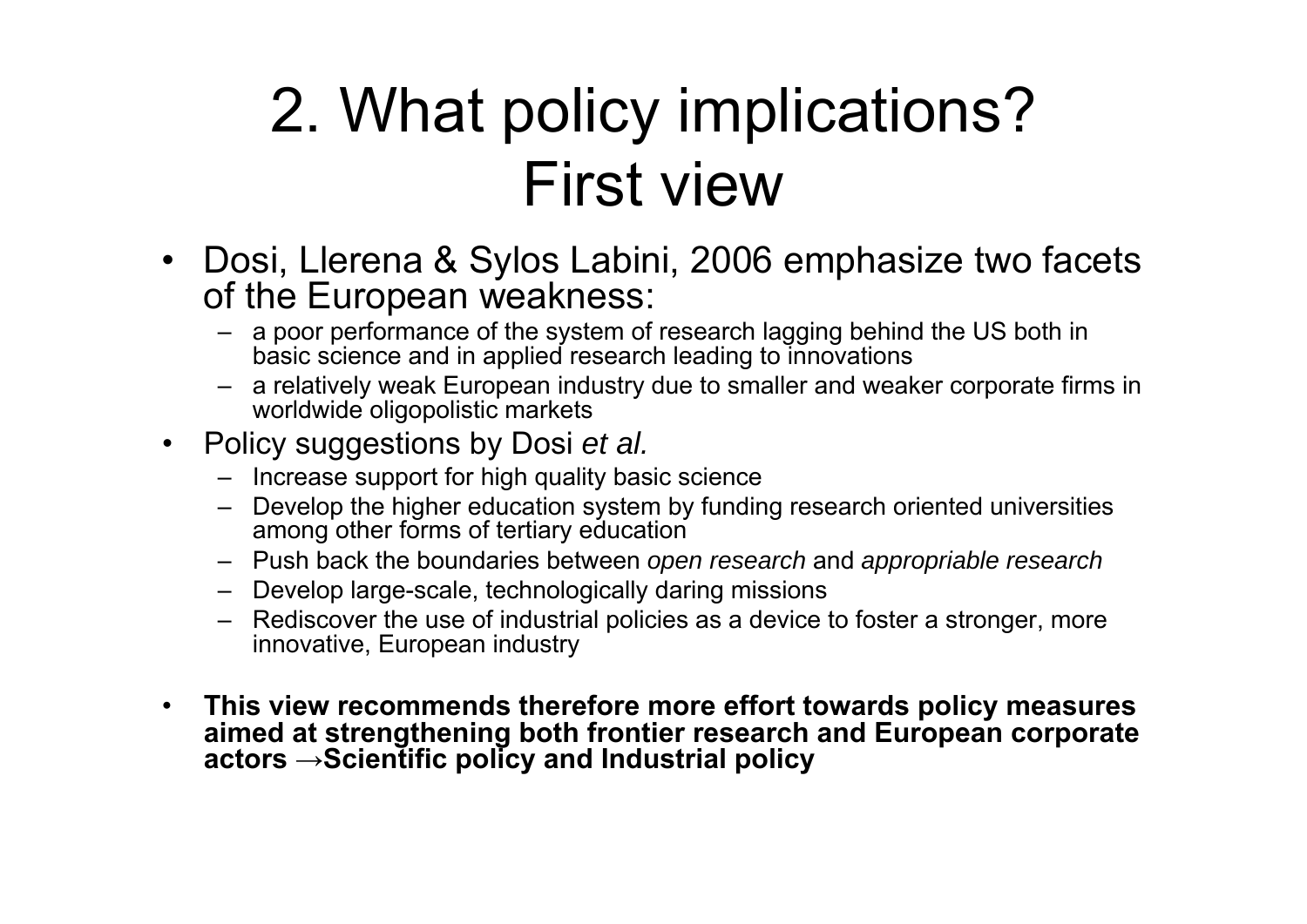# 2. What policy implications? First view

- Dosi, Llerena & Sylos Labini, 2006 emphasize two facets of the European weakness:
  - a poor performance of the system of research lagging behind the US both in basic science and in applied research leading to innovations
  - a relatively weak European industry due to smaller and weaker corporate firms in worldwide oligopolistic markets
- Policy suggestions by Dosi *et al.*
  - Increase support for high quality basic science
  - Develop the higher education system by funding research oriented universities among other forms of tertiary education
  - Push back the boundaries between *open research* and *appropriable research*
  - Develop large-scale, technologically daring missions
  - Rediscover the use of industrial policies as a device to foster a stronger, more innovative, European industry

- **This view recommends therefore more effort towards policy measures aimed at strengthening both frontier research and European corporate actors →Scientific policy and Industrial policy**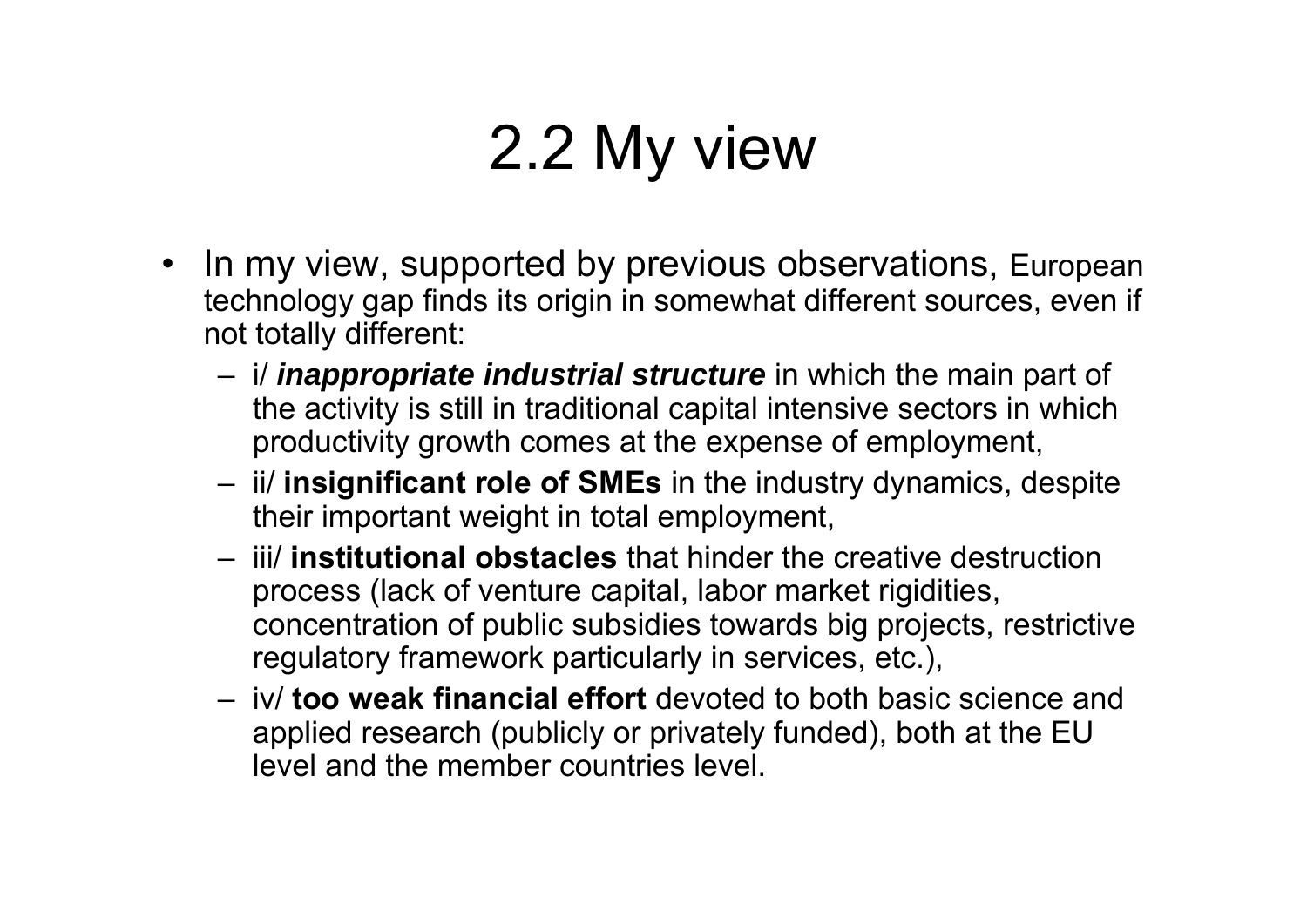# 2.2 My view

- In my view, supported by previous observations, European technology gap finds its origin in somewhat different sources, even if not totally different:
  - i/ ***inappropriate industrial structure*** in which the main part of the activity is still in traditional capital intensive sectors in which productivity growth comes at the expense of employment,
  - ii/ **insignificant role of SMEs** in the industry dynamics, despite their important weight in total employment,
  - iii/ **institutional obstacles** that hinder the creative destruction process (lack of venture capital, labor market rigidities, concentration of public subsidies towards big projects, restrictive regulatory framework particularly in services, etc.),
  - iv/ **too weak financial effort** devoted to both basic science and applied research (publicly or privately funded), both at the EU level and the member countries level.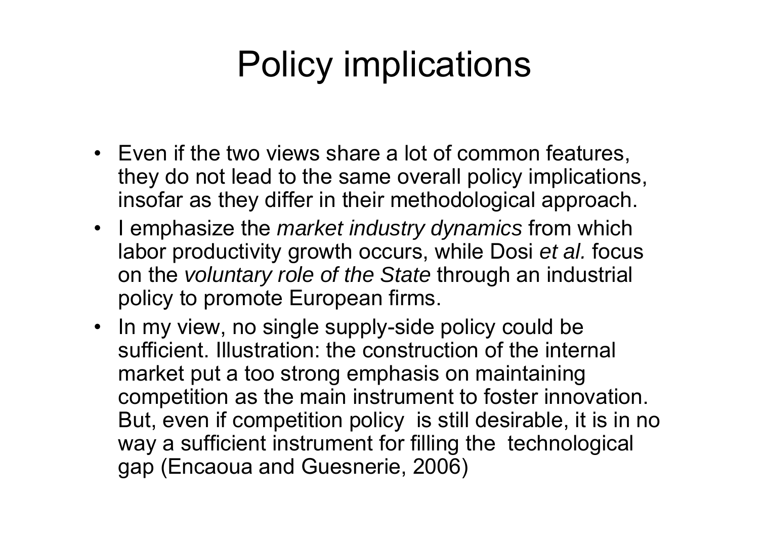# Policy implications

- Even if the two views share a lot of common features, they do not lead to the same overall policy implications, insofar as they differ in their methodological approach.
- I emphasize the *market industry dynamics* from which labor productivity growth occurs, while Dosi *et al.* focus on the *voluntary role of the State* through an industrial policy to promote European firms.
- In my view, no single supply-side policy could be sufficient. Illustration: the construction of the internal market put a too strong emphasis on maintaining competition as the main instrument to foster innovation. But, even if competition policy is still desirable, it is in no way a sufficient instrument for filling the technological gap (Encaoua and Guesnerie, 2006)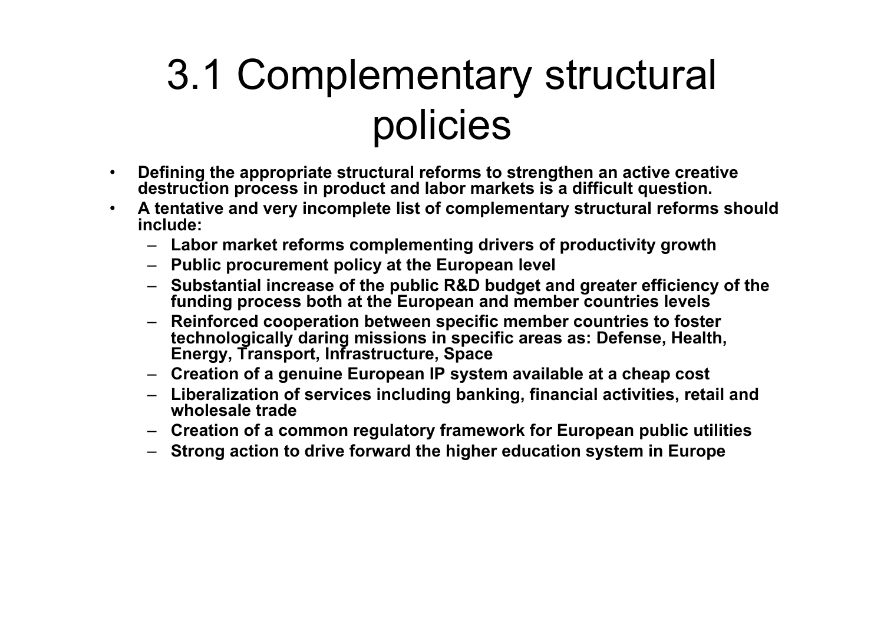# 3.1 Complementary structural policies

- **Defining the appropriate structural reforms to strengthen an active creative destruction process in product and labor markets is a difficult question.**
- **A tentative and very incomplete list of complementary structural reforms should include:**
  - **Labor market reforms complementing drivers of productivity growth**
  - **Public procurement policy at the European level**
  - **Substantial increase of the public R&D budget and greater efficiency of the funding process both at the European and member countries levels**
  - **Reinforced cooperation between specific member countries to foster technologically daring missions in specific areas as: Defense, Health, Energy, Transport, Infrastructure, Space**
  - **Creation of a genuine European IP system available at a cheap cost**
  - **Liberalization of services including banking, financial activities, retail and wholesale trade**
  - **Creation of a common regulatory framework for European public utilities**
  - **Strong action to drive forward the higher education system in Europe**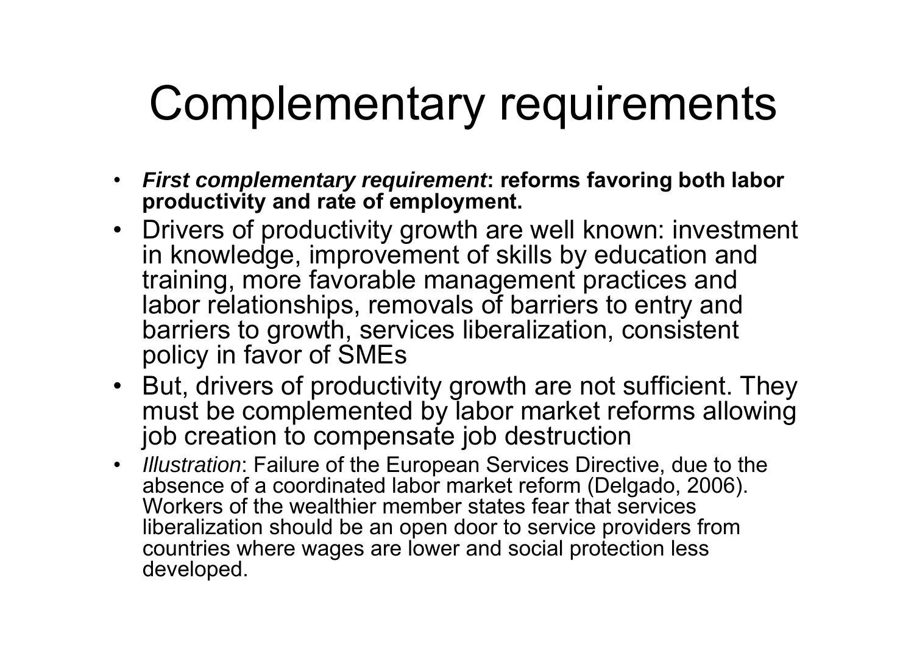# Complementary requirements

- ***First complementary requirement*: reforms favoring both labor productivity and rate of employment.**
- Drivers of productivity growth are well known: investment in knowledge, improvement of skills by education and training, more favorable management practices and labor relationships, removals of barriers to entry and barriers to growth, services liberalization, consistent policy in favor of SMEs
- But, drivers of productivity growth are not sufficient. They must be complemented by labor market reforms allowing job creation to compensate job destruction
- *Illustration*: Failure of the European Services Directive, due to the absence of a coordinated labor market reform (Delgado, 2006). Workers of the wealthier member states fear that services liberalization should be an open door to service providers from countries where wages are lower and social protection less developed.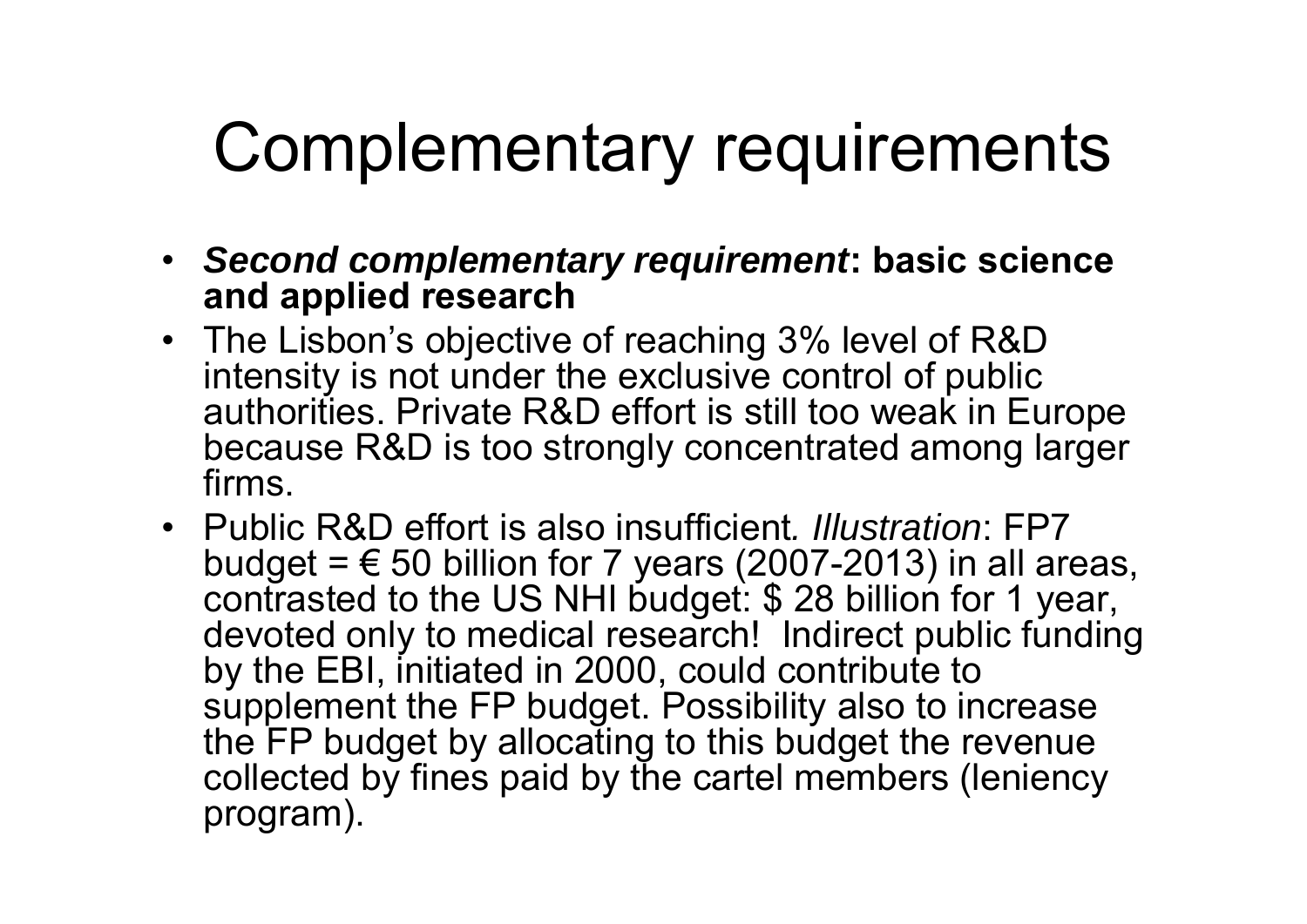# Complementary requirements

- ***Second complementary requirement*: basic science and applied research**
- The Lisbon's objective of reaching 3% level of R&D intensity is not under the exclusive control of public authorities. Private R&D effort is still too weak in Europe because R&D is too strongly concentrated among larger firms.
- Public R&D effort is also insufficient. *Illustration*: FP7 budget = € 50 billion for 7 years (2007-2013) in all areas, contrasted to the US NHI budget: $ 28 billion for 1 year, devoted only to medical research! Indirect public funding by the EBI, initiated in 2000, could contribute to supplement the FP budget. Possibility also to increase the FP budget by allocating to this budget the revenue collected by fines paid by the cartel members (leniency program).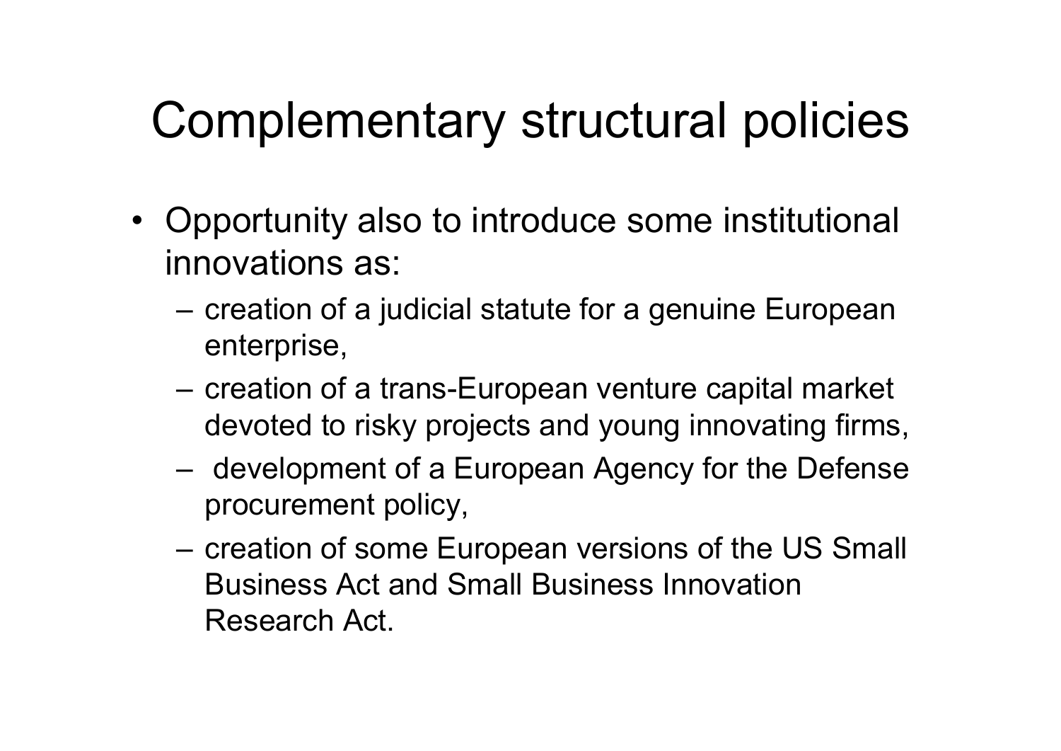# Complementary structural policies

- Opportunity also to introduce some institutional innovations as:
  - creation of a judicial statute for a genuine European enterprise,
  - creation of a trans-European venture capital market devoted to risky projects and young innovating firms,
  - development of a European Agency for the Defense procurement policy,
  - creation of some European versions of the US Small Business Act and Small Business Innovation Research Act.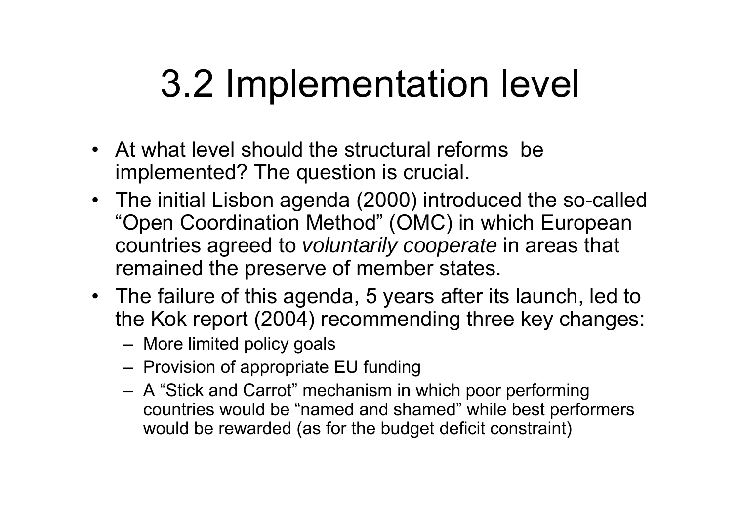# 3.2 Implementation level

- At what level should the structural reforms  be implemented? The question is crucial.
- The initial Lisbon agenda (2000) introduced the so-called "Open Coordination Method" (OMC) in which European countries agreed to *voluntarily cooperate* in areas that remained the preserve of member states.
- The failure of this agenda, 5 years after its launch, led to the Kok report (2004) recommending three key changes:
  - More limited policy goals
  - Provision of appropriate EU funding
  - A "Stick and Carrot" mechanism in which poor performing countries would be "named and shamed" while best performers would be rewarded (as for the budget deficit constraint)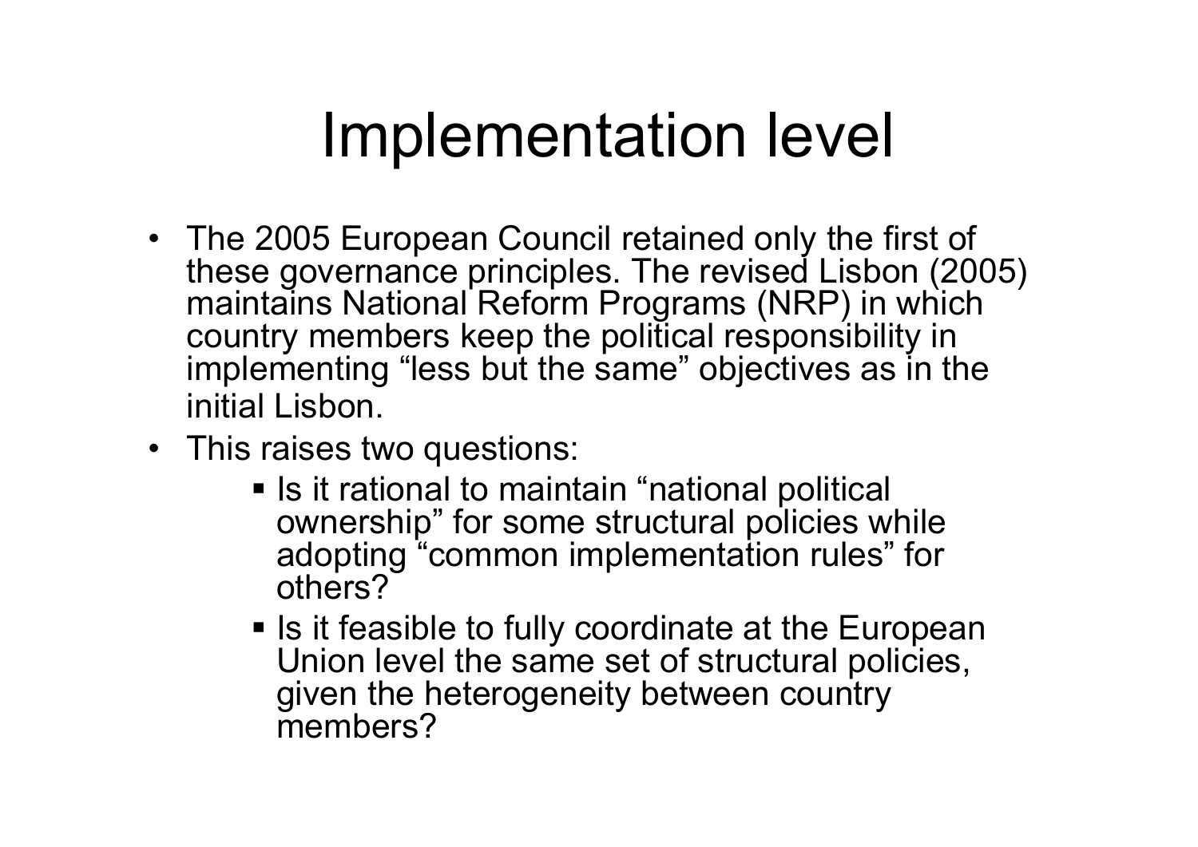# Implementation level

- The 2005 European Council retained only the first of these governance principles. The revised Lisbon (2005) maintains National Reform Programs (NRP) in which country members keep the political responsibility in implementing "less but the same" objectives as in the initial Lisbon.
- This raises two questions:
  - Is it rational to maintain "national political ownership" for some structural policies while adopting "common implementation rules" for others?
  - Is it feasible to fully coordinate at the European Union level the same set of structural policies, given the heterogeneity between country members?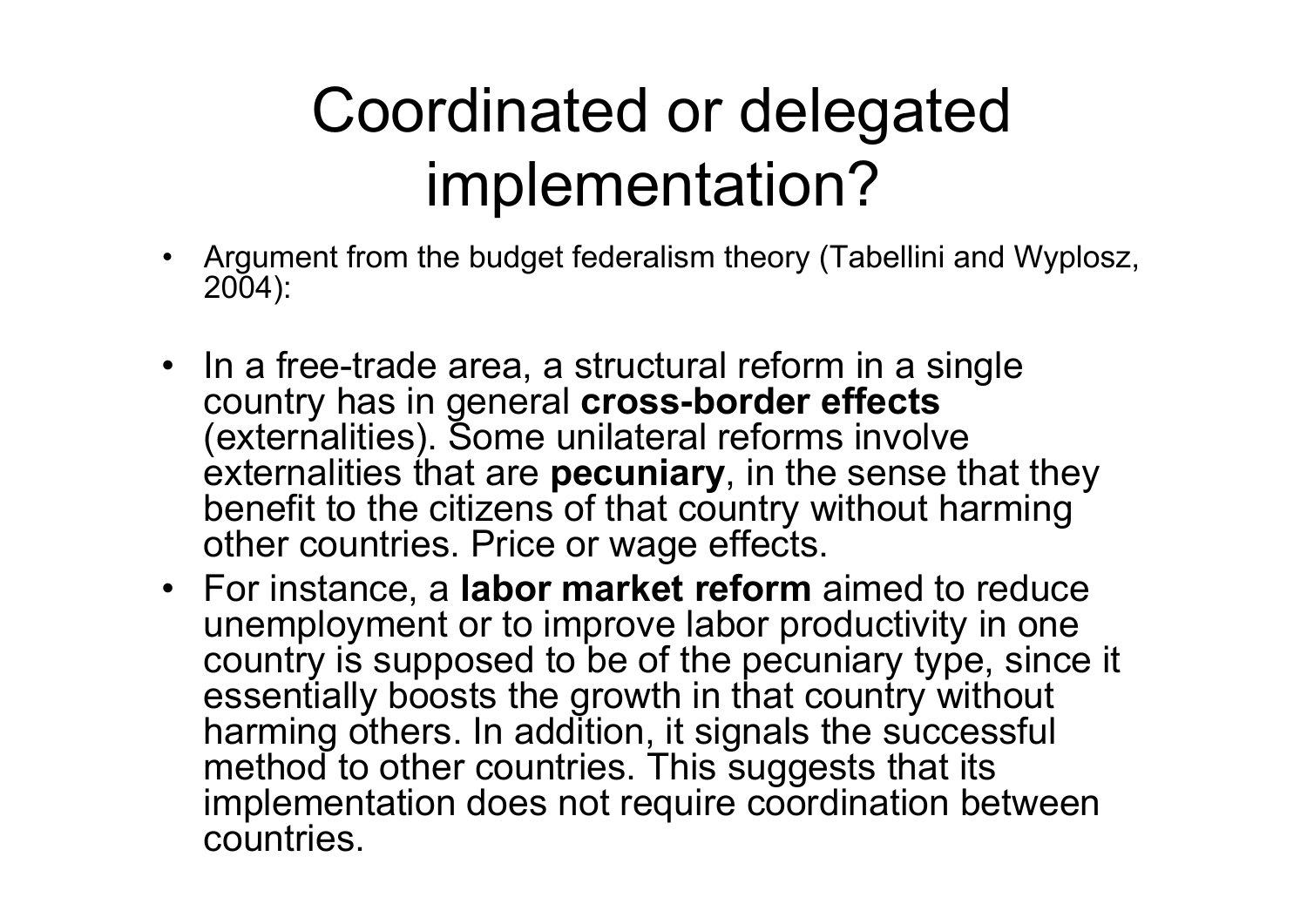# Coordinated or delegated implementation?

- Argument from the budget federalism theory (Tabellini and Wyplosz, 2004):

- In a free-trade area, a structural reform in a single country has in general **cross-border effects** (externalities). Some unilateral reforms involve externalities that are **pecuniary**, in the sense that they benefit to the citizens of that country without harming other countries. Price or wage effects.
- For instance, a **labor market reform** aimed to reduce unemployment or to improve labor productivity in one country is supposed to be of the pecuniary type, since it essentially boosts the growth in that country without harming others. In addition, it signals the successful method to other countries. This suggests that its implementation does not require coordination between countries.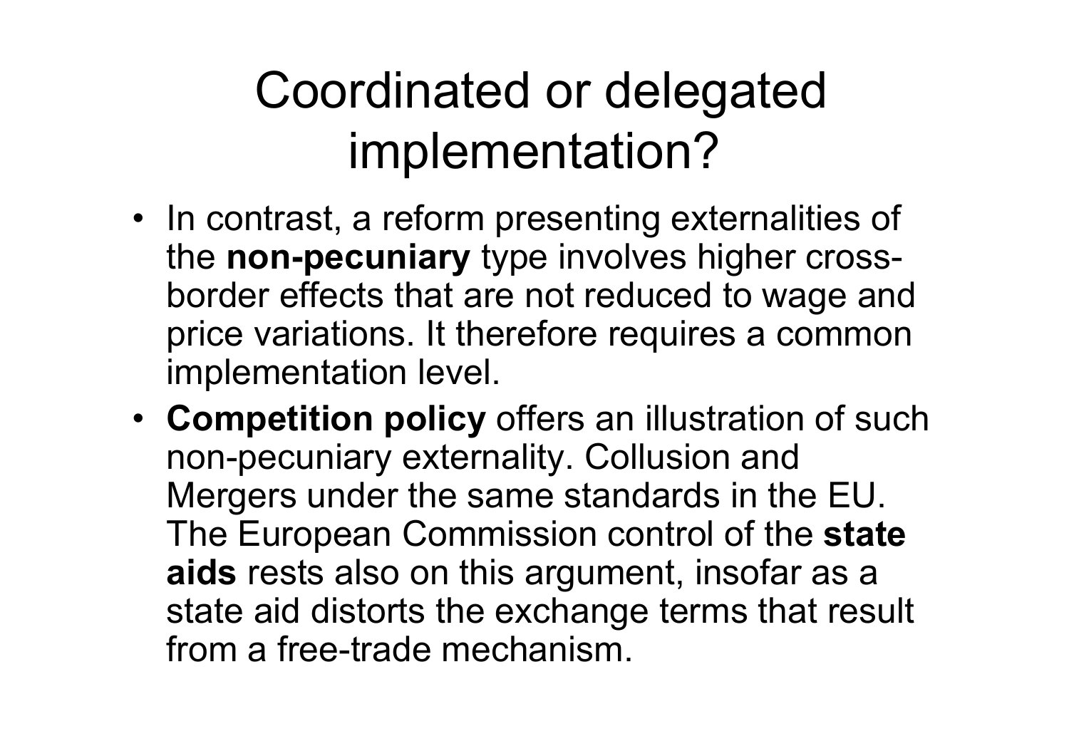# Coordinated or delegated implementation?

- In contrast, a reform presenting externalities of the **non-pecuniary** type involves higher cross-border effects that are not reduced to wage and price variations. It therefore requires a common implementation level.
- **Competition policy** offers an illustration of such non-pecuniary externality. Collusion and Mergers under the same standards in the EU. The European Commission control of the **state aids** rests also on this argument, insofar as a state aid distorts the exchange terms that result from a free-trade mechanism.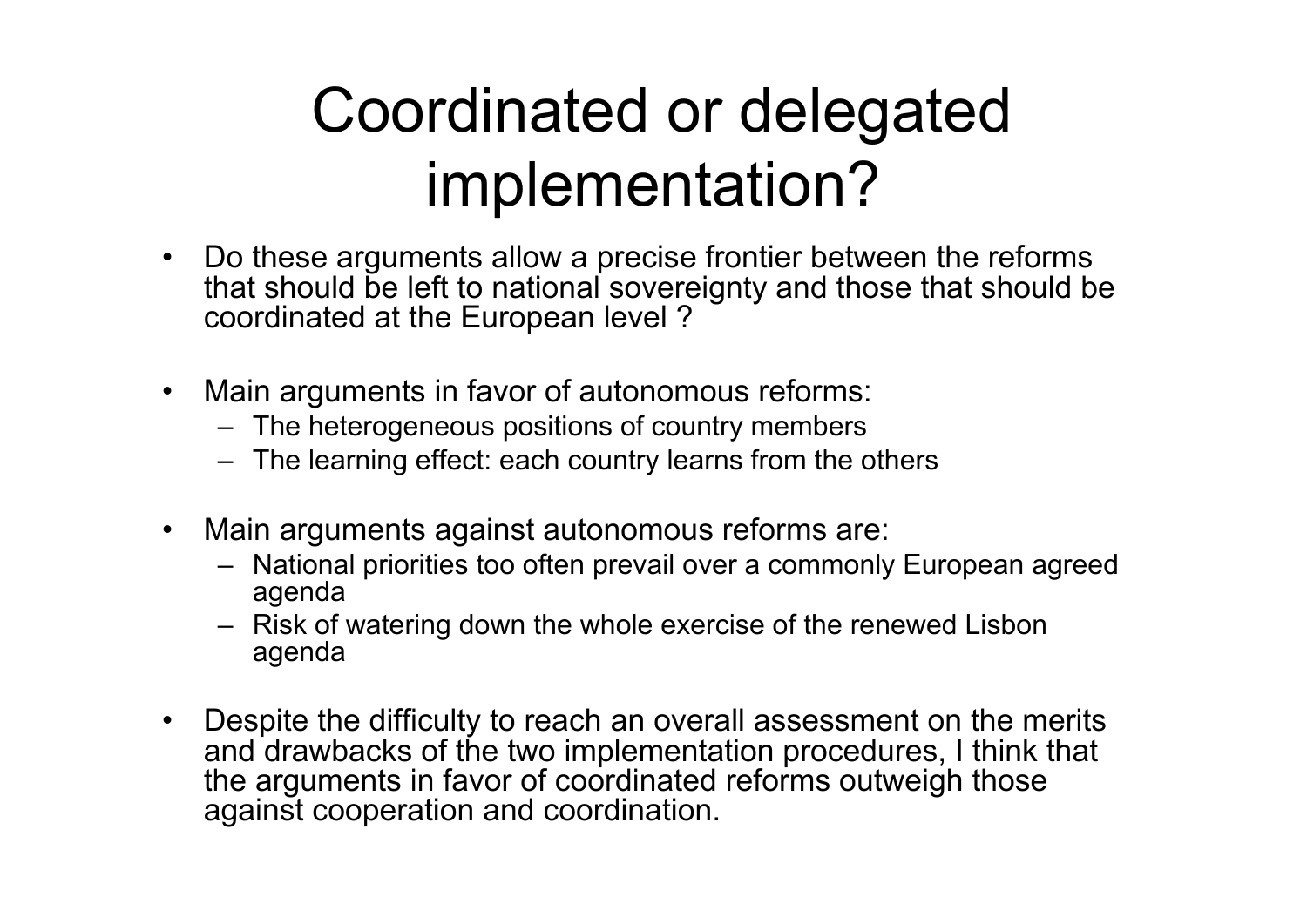# Coordinated or delegated implementation?

- Do these arguments allow a precise frontier between the reforms that should be left to national sovereignty and those that should be coordinated at the European level ?

- Main arguments in favor of autonomous reforms:
  - The heterogeneous positions of country members
  - The learning effect: each country learns from the others

- Main arguments against autonomous reforms are:
  - National priorities too often prevail over a commonly European agreed agenda
  - Risk of watering down the whole exercise of the renewed Lisbon agenda

- Despite the difficulty to reach an overall assessment on the merits and drawbacks of the two implementation procedures, I think that the arguments in favor of coordinated reforms outweigh those against cooperation and coordination.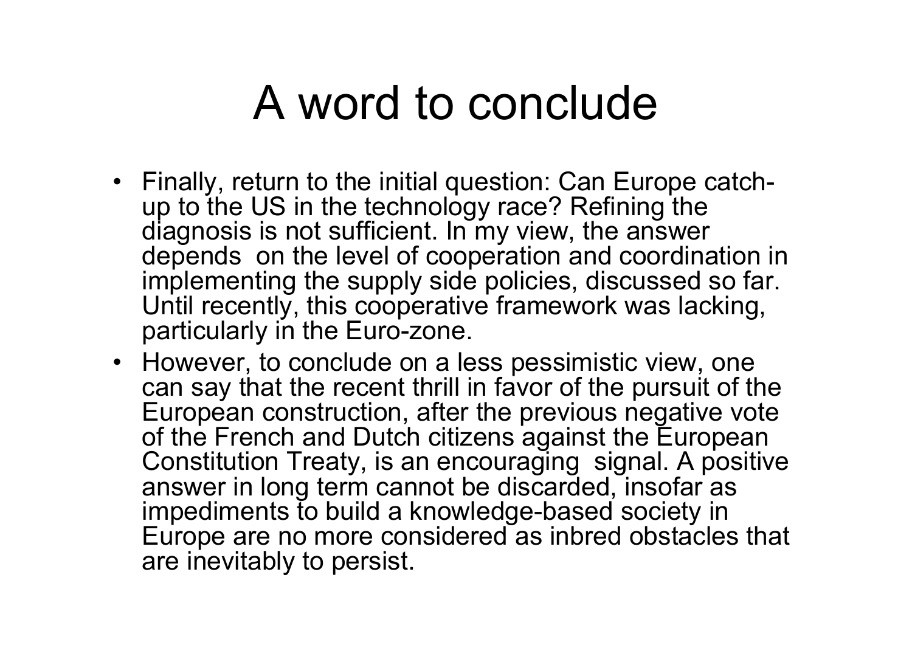# A word to conclude

- Finally, return to the initial question: Can Europe catch-up to the US in the technology race? Refining the diagnosis is not sufficient. In my view, the answer depends on the level of cooperation and coordination in implementing the supply side policies, discussed so far. Until recently, this cooperative framework was lacking, particularly in the Euro-zone.
- However, to conclude on a less pessimistic view, one can say that the recent thrill in favor of the pursuit of the European construction, after the previous negative vote of the French and Dutch citizens against the European Constitution Treaty, is an encouraging signal. A positive answer in long term cannot be discarded, insofar as impediments to build a knowledge-based society in Europe are no more considered as inbred obstacles that are inevitably to persist.